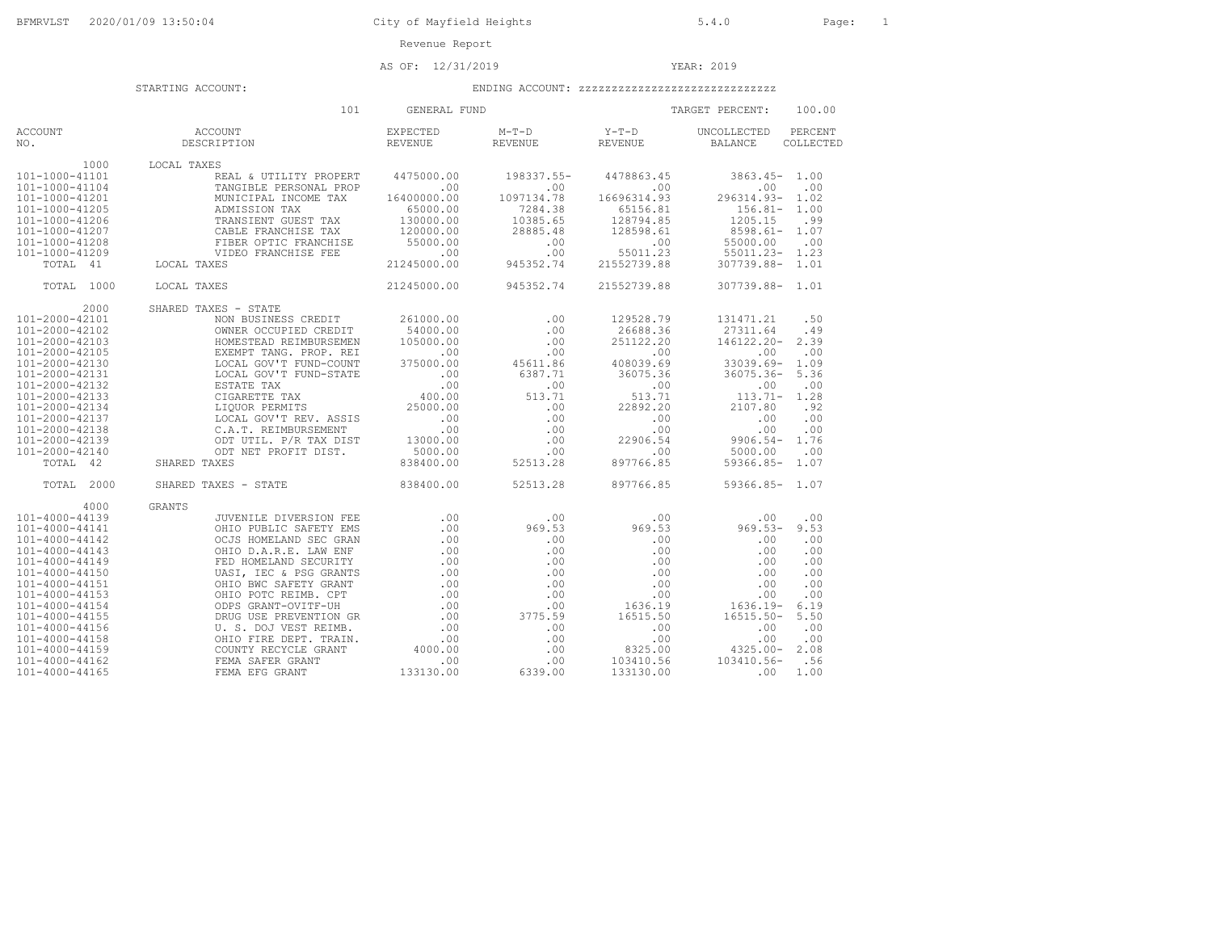City of Mayfield Heights

Revenue Report

AS OF: 12/31/2019 YEAR: 2019

STARTING ACCOUNT: ENDING ACCOUNT: zzzzzzzzzzzzzzzzzzzzzzzzzzzzz

101 GENERAL FUND TARGET PERCENT: 100.00

| ACCOUNT NO. | ACCOUNT DESCRIPTION | EXPECTED REVENUE | M-T-D REVENUE | Y-T-D REVENUE | UNCOLLECTED BALANCE | PERCENT COLLECTED |
|---|---|---|---|---|---|---|
| 1000 | LOCAL TAXES | | | | | |
| 101-1000-41101 | REAL & UTILITY PROPERT | 4475000.00 | 198337.55- | 4478863.45 | 3863.45- | 1.00 |
| 101-1000-41104 | TANGIBLE PERSONAL PROP | .00 | .00 | .00 | .00 | .00 |
| 101-1000-41201 | MUNICIPAL INCOME TAX | 16400000.00 | 1097134.78 | 16696314.93 | 296314.93- | 1.02 |
| 101-1000-41205 | ADMISSION TAX | 65000.00 | 7284.38 | 65156.81 | 156.81- | 1.00 |
| 101-1000-41206 | TRANSIENT GUEST TAX | 130000.00 | 10385.65 | 128794.85 | 1205.15 | .99 |
| 101-1000-41207 | CABLE FRANCHISE TAX | 120000.00 | 28885.48 | 128598.61 | 8598.61- | 1.07 |
| 101-1000-41208 | FIBER OPTIC FRANCHISE | 55000.00 | .00 | .00 | 55000.00 | .00 |
| 101-1000-41209 | VIDEO FRANCHISE FEE | .00 | .00 | 55011.23 | 55011.23- | 1.23 |
| TOTAL 41 | LOCAL TAXES | 21245000.00 | 945352.74 | 21552739.88 | 307739.88- | 1.01 |
| TOTAL 1000 | LOCAL TAXES | 21245000.00 | 945352.74 | 21552739.88 | 307739.88- | 1.01 |
| 2000 | SHARED TAXES - STATE | | | | | |
| 101-2000-42101 | NON BUSINESS CREDIT | 261000.00 | .00 | 129528.79 | 131471.21 | .50 |
| 101-2000-42102 | OWNER OCCUPIED CREDIT | 54000.00 | .00 | 26688.36 | 27311.64 | .49 |
| 101-2000-42103 | HOMESTEAD REIMBURSEMEN | 105000.00 | .00 | 251122.20 | 146122.20- | 2.39 |
| 101-2000-42105 | EXEMPT TANG. PROP. REI | .00 | .00 | .00 | .00 | .00 |
| 101-2000-42130 | LOCAL GOV'T FUND-COUNT | 375000.00 | 45611.86 | 408039.69 | 33039.69- | 1.09 |
| 101-2000-42131 | LOCAL GOV'T FUND-STATE | .00 | 6387.71 | 36075.36 | 36075.36- | 5.36 |
| 101-2000-42132 | ESTATE TAX | .00 | .00 | .00 | .00 | .00 |
| 101-2000-42133 | CIGARETTE TAX | 400.00 | 513.71 | 513.71 | 113.71- | 1.28 |
| 101-2000-42134 | LIQUOR PERMITS | 25000.00 | .00 | 22892.20 | 2107.80 | .92 |
| 101-2000-42137 | LOCAL GOV'T REV. ASSIS | .00 | .00 | .00 | .00 | .00 |
| 101-2000-42138 | C.A.T. REIMBURSEMENT | .00 | .00 | .00 | .00 | .00 |
| 101-2000-42139 | ODT UTIL. P/R TAX DIST | 13000.00 | .00 | 22906.54 | 9906.54- | 1.76 |
| 101-2000-42140 | ODT NET PROFIT DIST. | 5000.00 | .00 | .00 | 5000.00 | .00 |
| TOTAL 42 | SHARED TAXES | 838400.00 | 52513.28 | 897766.85 | 59366.85- | 1.07 |
| TOTAL 2000 | SHARED TAXES - STATE | 838400.00 | 52513.28 | 897766.85 | 59366.85- | 1.07 |
| 4000 | GRANTS | | | | | |
| 101-4000-44139 | JUVENILE DIVERSION FEE | .00 | .00 | .00 | .00 | .00 |
| 101-4000-44141 | OHIO PUBLIC SAFETY EMS | .00 | 969.53 | 969.53 | 969.53- | 9.53 |
| 101-4000-44142 | OCJS HOMELAND SEC GRAN | .00 | .00 | .00 | .00 | .00 |
| 101-4000-44143 | OHIO D.A.R.E. LAW ENF | .00 | .00 | .00 | .00 | .00 |
| 101-4000-44149 | FED HOMELAND SECURITY | .00 | .00 | .00 | .00 | .00 |
| 101-4000-44150 | UASI, IEC & PSG GRANTS | .00 | .00 | .00 | .00 | .00 |
| 101-4000-44151 | OHIO BWC SAFETY GRANT | .00 | .00 | .00 | .00 | .00 |
| 101-4000-44153 | OHIO POTC REIMB. CPT | .00 | .00 | .00 | .00 | .00 |
| 101-4000-44154 | ODPS GRANT-OVITF-UH | .00 | .00 | 1636.19 | 1636.19- | 6.19 |
| 101-4000-44155 | DRUG USE PREVENTION GR | .00 | 3775.59 | 16515.50 | 16515.50- | 5.50 |
| 101-4000-44156 | U. S. DOJ VEST REIMB. | .00 | .00 | .00 | .00 | .00 |
| 101-4000-44158 | OHIO FIRE DEPT. TRAIN. | .00 | .00 | .00 | .00 | .00 |
| 101-4000-44159 | COUNTY RECYCLE GRANT | 4000.00 | .00 | 8325.00 | 4325.00- | 2.08 |
| 101-4000-44162 | FEMA SAFER GRANT | .00 | .00 | 103410.56 | 103410.56- | .56 |
| 101-4000-44165 | FEMA EFG GRANT | 133130.00 | 6339.00 | 133130.00 | .00 | 1.00 |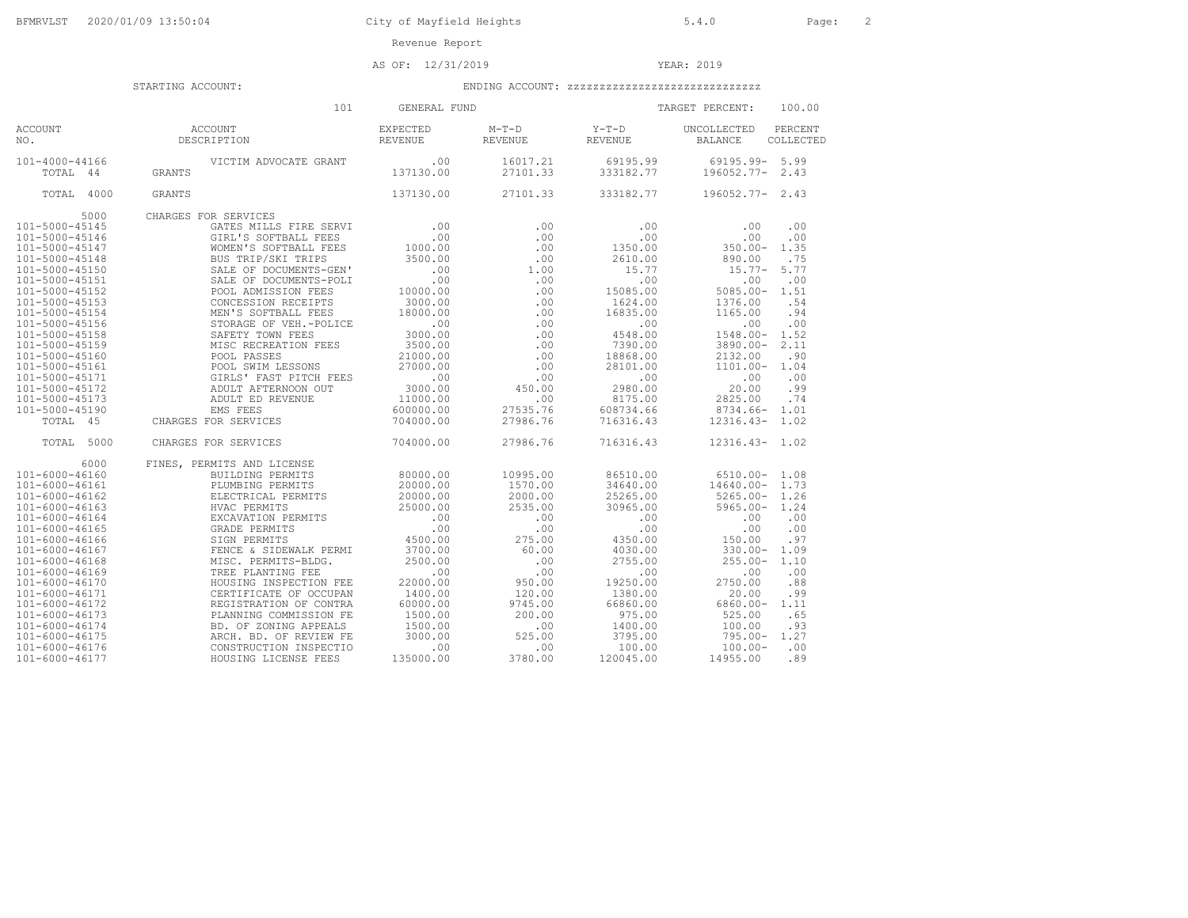City of Mayfield Heights

Revenue Report

AS OF: 12/31/2019 YEAR: 2019

STARTING ACCOUNT: ENDING ACCOUNT: zzzzzzzzzzzzzzzzzzzzzzzzzzzzz

101 GENERAL FUND TARGET PERCENT: 100.00

| ACCOUNT NO. | ACCOUNT DESCRIPTION | EXPECTED REVENUE | M-T-D REVENUE | Y-T-D REVENUE | UNCOLLECTED BALANCE | PERCENT COLLECTED |
|---|---|---|---|---|---|---|
| 101-4000-44166 | VICTIM ADVOCATE GRANT | .00 | 16017.21 | 69195.99 | 69195.99- | 5.99 |
| TOTAL 44 | GRANTS | 137130.00 | 27101.33 | 333182.77 | 196052.77- | 2.43 |
| TOTAL 4000 | GRANTS | 137130.00 | 27101.33 | 333182.77 | 196052.77- | 2.43 |
| 5000 | CHARGES FOR SERVICES | | | | | |
| 101-5000-45145 | GATES MILLS FIRE SERVI | .00 | .00 | .00 | .00 | .00 |
| 101-5000-45146 | GIRL'S SOFTBALL FEES | .00 | .00 | .00 | .00 | .00 |
| 101-5000-45147 | WOMEN'S SOFTBALL FEES | 1000.00 | .00 | 1350.00 | 350.00- | 1.35 |
| 101-5000-45148 | BUS TRIP/SKI TRIPS | 3500.00 | .00 | 2610.00 | 890.00 | .75 |
| 101-5000-45150 | SALE OF DOCUMENTS-GEN' | .00 | 1.00 | 15.77 | 15.77- | 5.77 |
| 101-5000-45151 | SALE OF DOCUMENTS-POLI | .00 | .00 | .00 | .00 | .00 |
| 101-5000-45152 | POOL ADMISSION FEES | 10000.00 | .00 | 15085.00 | 5085.00- | 1.51 |
| 101-5000-45153 | CONCESSION RECEIPTS | 3000.00 | .00 | 1624.00 | 1376.00 | .54 |
| 101-5000-45154 | MEN'S SOFTBALL FEES | 18000.00 | .00 | 16835.00 | 1165.00 | .94 |
| 101-5000-45156 | STORAGE OF VEH.-POLICE | .00 | .00 | .00 | .00 | .00 |
| 101-5000-45158 | SAFETY TOWN FEES | 3000.00 | .00 | 4548.00 | 1548.00- | 1.52 |
| 101-5000-45159 | MISC RECREATION FEES | 3500.00 | .00 | 7390.00 | 3890.00- | 2.11 |
| 101-5000-45160 | POOL PASSES | 21000.00 | .00 | 18868.00 | 2132.00 | .90 |
| 101-5000-45161 | POOL SWIM LESSONS | 27000.00 | .00 | 28101.00 | 1101.00- | 1.04 |
| 101-5000-45171 | GIRLS' FAST PITCH FEES | .00 | .00 | .00 | .00 | .00 |
| 101-5000-45172 | ADULT AFTERNOON OUT | 3000.00 | 450.00 | 2980.00 | 20.00 | .99 |
| 101-5000-45173 | ADULT ED REVENUE | 11000.00 | .00 | 8175.00 | 2825.00 | .74 |
| 101-5000-45190 | EMS FEES | 600000.00 | 27535.76 | 608734.66 | 8734.66- | 1.01 |
| TOTAL 45 | CHARGES FOR SERVICES | 704000.00 | 27986.76 | 716316.43 | 12316.43- | 1.02 |
| TOTAL 5000 | CHARGES FOR SERVICES | 704000.00 | 27986.76 | 716316.43 | 12316.43- | 1.02 |
| 6000 | FINES, PERMITS AND LICENSE | | | | | |
| 101-6000-46160 | BUILDING PERMITS | 80000.00 | 10995.00 | 86510.00 | 6510.00- | 1.08 |
| 101-6000-46161 | PLUMBING PERMITS | 20000.00 | 1570.00 | 34640.00 | 14640.00- | 1.73 |
| 101-6000-46162 | ELECTRICAL PERMITS | 20000.00 | 2000.00 | 25265.00 | 5265.00- | 1.26 |
| 101-6000-46163 | HVAC PERMITS | 25000.00 | 2535.00 | 30965.00 | 5965.00- | 1.24 |
| 101-6000-46164 | EXCAVATION PERMITS | .00 | .00 | .00 | .00 | .00 |
| 101-6000-46165 | GRADE PERMITS | .00 | .00 | .00 | .00 | .00 |
| 101-6000-46166 | SIGN PERMITS | 4500.00 | 275.00 | 4350.00 | 150.00 | .97 |
| 101-6000-46167 | FENCE & SIDEWALK PERMI | 3700.00 | 60.00 | 4030.00 | 330.00- | 1.09 |
| 101-6000-46168 | MISC. PERMITS-BLDG. | 2500.00 | .00 | 2755.00 | 255.00- | 1.10 |
| 101-6000-46169 | TREE PLANTING FEE | .00 | .00 | .00 | .00 | .00 |
| 101-6000-46170 | HOUSING INSPECTION FEE | 22000.00 | 950.00 | 19250.00 | 2750.00 | .88 |
| 101-6000-46171 | CERTIFICATE OF OCCUPAN | 1400.00 | 120.00 | 1380.00 | 20.00 | .99 |
| 101-6000-46172 | REGISTRATION OF CONTRA | 60000.00 | 9745.00 | 66860.00 | 6860.00- | 1.11 |
| 101-6000-46173 | PLANNING COMMISSION FE | 1500.00 | 200.00 | 975.00 | 525.00 | .65 |
| 101-6000-46174 | BD. OF ZONING APPEALS | 1500.00 | .00 | 1400.00 | 100.00 | .93 |
| 101-6000-46175 | ARCH. BD. OF REVIEW FE | 3000.00 | 525.00 | 3795.00 | 795.00- | 1.27 |
| 101-6000-46176 | CONSTRUCTION INSPECTIO | .00 | .00 | 100.00 | 100.00- | .00 |
| 101-6000-46177 | HOUSING LICENSE FEES | 135000.00 | 3780.00 | 120045.00 | 14955.00 | .89 |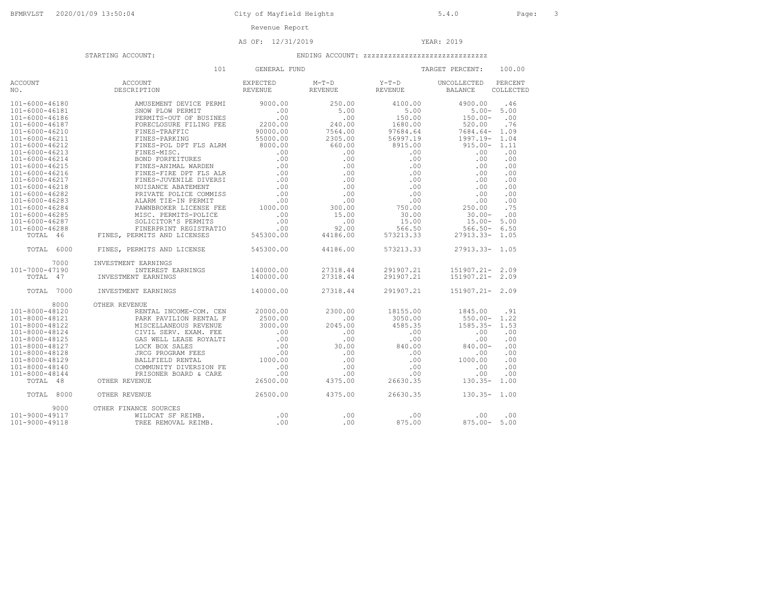City of Mayfield Heights

Revenue Report

AS OF: 12/31/2019 YEAR: 2019

STARTING ACCOUNT: ENDING ACCOUNT: zzzzzzzzzzzzzzzzzzzzzzzzzzzzz

101 GENERAL FUND TARGET PERCENT: 100.00

| ACCOUNT NO. | ACCOUNT DESCRIPTION | EXPECTED REVENUE | M-T-D REVENUE | Y-T-D REVENUE | UNCOLLECTED BALANCE | PERCENT COLLECTED |
|---|---|---|---|---|---|---|
| 101-6000-46180 | AMUSEMENT DEVICE PERMI | 9000.00 | 250.00 | 4100.00 | 4900.00 | .46 |
| 101-6000-46181 | SNOW PLOW PERMIT | .00 | 5.00 | 5.00 | 5.00- | 5.00 |
| 101-6000-46186 | PERMITS-OUT OF BUSINES | .00 | .00 | 150.00 | 150.00- | .00 |
| 101-6000-46187 | FORECLOSURE FILING FEE | 2200.00 | 240.00 | 1680.00 | 520.00 | .76 |
| 101-6000-46210 | FINES-TRAFFIC | 90000.00 | 7564.00 | 97684.64 | 7684.64- | 1.09 |
| 101-6000-46211 | FINES-PARKING | 55000.00 | 2305.00 | 56997.19 | 1997.19- | 1.04 |
| 101-6000-46212 | FINES-POL DPT FLS ALRM | 8000.00 | 660.00 | 8915.00 | 915.00- | 1.11 |
| 101-6000-46213 | FINES-MISC. | .00 | .00 | .00 | .00 | .00 |
| 101-6000-46214 | BOND FORFEITURES | .00 | .00 | .00 | .00 | .00 |
| 101-6000-46215 | FINES-ANIMAL WARDEN | .00 | .00 | .00 | .00 | .00 |
| 101-6000-46216 | FINES-FIRE DPT FLS ALR | .00 | .00 | .00 | .00 | .00 |
| 101-6000-46217 | FINES-JUVENILE DIVERSI | .00 | .00 | .00 | .00 | .00 |
| 101-6000-46218 | NUISANCE ABATEMENT | .00 | .00 | .00 | .00 | .00 |
| 101-6000-46282 | PRIVATE POLICE COMMISS | .00 | .00 | .00 | .00 | .00 |
| 101-6000-46283 | ALARM TIE-IN PERMIT | .00 | .00 | .00 | .00 | .00 |
| 101-6000-46284 | PAWNBROKER LICENSE FEE | 1000.00 | 300.00 | 750.00 | 250.00 | .75 |
| 101-6000-46285 | MISC. PERMITS-POLICE | .00 | 15.00 | 30.00 | 30.00- | .00 |
| 101-6000-46287 | SOLICITOR'S PERMITS | .00 | .00 | 15.00 | 15.00- | 5.00 |
| 101-6000-46288 | FINERPRINT REGISTRATIO | .00 | 92.00 | 566.50 | 566.50- | 6.50 |
| TOTAL 46 | FINES, PERMITS AND LICENSES | 545300.00 | 44186.00 | 573213.33 | 27913.33- | 1.05 |
| TOTAL 6000 | FINES, PERMITS AND LICENSE | 545300.00 | 44186.00 | 573213.33 | 27913.33- | 1.05 |
| 7000 | INVESTMENT EARNINGS | | | | | |
| 101-7000-47190 | INTEREST EARNINGS | 140000.00 | 27318.44 | 291907.21 | 151907.21- | 2.09 |
| TOTAL 47 | INVESTMENT EARNINGS | 140000.00 | 27318.44 | 291907.21 | 151907.21- | 2.09 |
| TOTAL 7000 | INVESTMENT EARNINGS | 140000.00 | 27318.44 | 291907.21 | 151907.21- | 2.09 |
| 8000 | OTHER REVENUE | | | | | |
| 101-8000-48120 | RENTAL INCOME-COM. CEN | 20000.00 | 2300.00 | 18155.00 | 1845.00 | .91 |
| 101-8000-48121 | PARK PAVILION RENTAL F | 2500.00 | .00 | 3050.00 | 550.00- | 1.22 |
| 101-8000-48122 | MISCELLANEOUS REVENUE | 3000.00 | 2045.00 | 4585.35 | 1585.35- | 1.53 |
| 101-8000-48124 | CIVIL SERV. EXAM. FEE | .00 | .00 | .00 | .00 | .00 |
| 101-8000-48125 | GAS WELL LEASE ROYALTI | .00 | .00 | .00 | .00 | .00 |
| 101-8000-48127 | LOCK BOX SALES | .00 | 30.00 | 840.00 | 840.00- | .00 |
| 101-8000-48128 | JRCG PROGRAM FEES | .00 | .00 | .00 | .00 | .00 |
| 101-8000-48129 | BALLFIELD RENTAL | 1000.00 | .00 | .00 | 1000.00 | .00 |
| 101-8000-48140 | COMMUNITY DIVERSION FE | .00 | .00 | .00 | .00 | .00 |
| 101-8000-48144 | PRISONER BOARD & CARE | .00 | .00 | .00 | .00 | .00 |
| TOTAL 48 | OTHER REVENUE | 26500.00 | 4375.00 | 26630.35 | 130.35- | 1.00 |
| TOTAL 8000 | OTHER REVENUE | 26500.00 | 4375.00 | 26630.35 | 130.35- | 1.00 |
| 9000 | OTHER FINANCE SOURCES | | | | | |
| 101-9000-49117 | WILDCAT SF REIMB. | .00 | .00 | .00 | .00 | .00 |
| 101-9000-49118 | TREE REMOVAL REIMB. | .00 | .00 | 875.00 | 875.00- | 5.00 |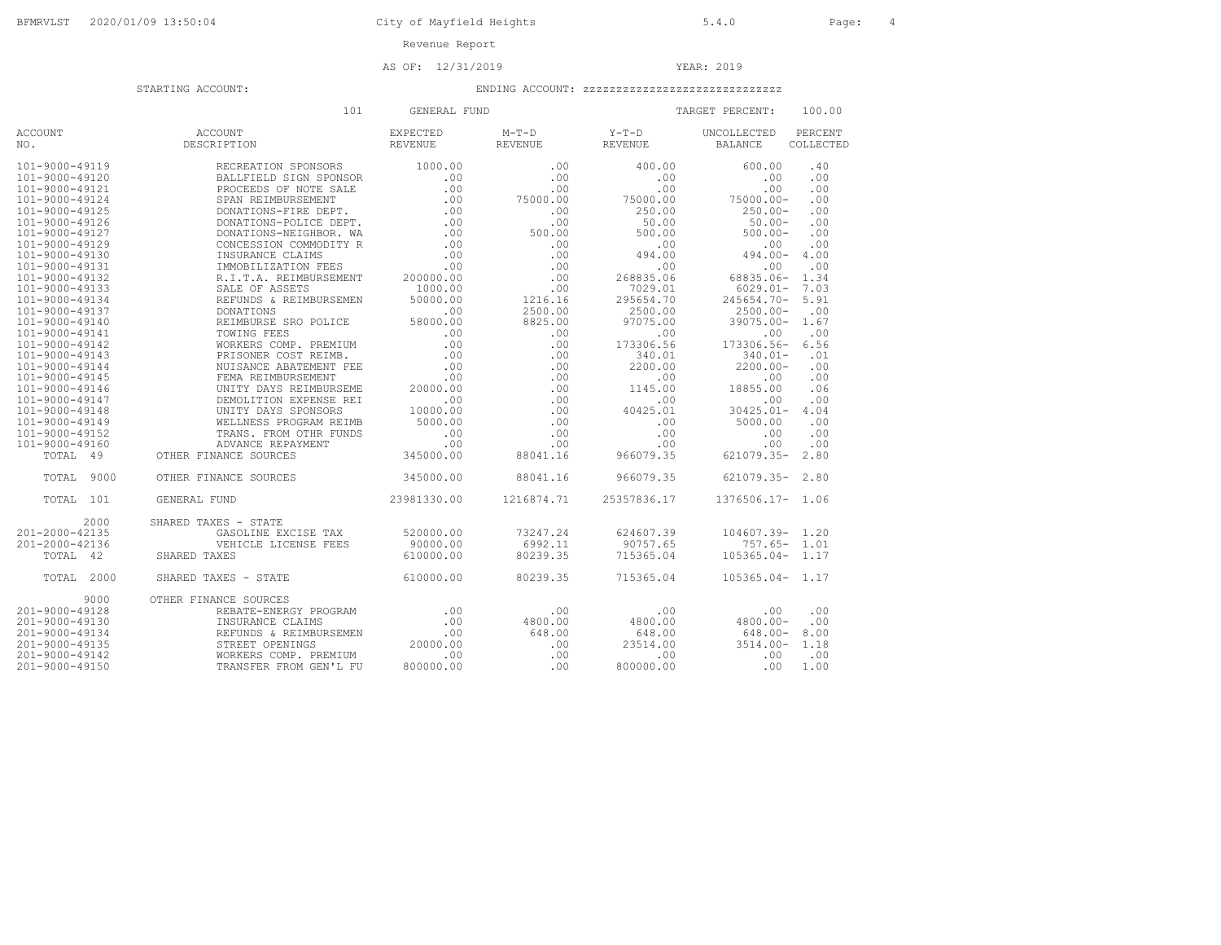City of Mayfield Heights

Revenue Report

AS OF: 12/31/2019    YEAR: 2019

STARTING ACCOUNT:    ENDING ACCOUNT: zzzzzzzzzzzzzzzzzzzzzzzzzzzzz

101 GENERAL FUND    TARGET PERCENT: 100.00

| ACCOUNT NO. | ACCOUNT DESCRIPTION | EXPECTED REVENUE | M-T-D REVENUE | Y-T-D REVENUE | UNCOLLECTED BALANCE | PERCENT COLLECTED |
|---|---|---|---|---|---|---|
| 101-9000-49119 | RECREATION SPONSORS | 1000.00 | .00 | 400.00 | 600.00 | .40 |
| 101-9000-49120 | BALLFIELD SIGN SPONSOR | .00 | .00 | .00 | .00 | .00 |
| 101-9000-49121 | PROCEEDS OF NOTE SALE | .00 | .00 | .00 | .00 | .00 |
| 101-9000-49124 | SPAN REIMBURSEMENT | .00 | 75000.00 | 75000.00 | 75000.00- | .00 |
| 101-9000-49125 | DONATIONS-FIRE DEPT. | .00 | .00 | 250.00 | 250.00- | .00 |
| 101-9000-49126 | DONATIONS-POLICE DEPT. | .00 | .00 | 50.00 | 50.00- | .00 |
| 101-9000-49127 | DONATIONS-NEIGHBOR. WA | .00 | 500.00 | 500.00 | 500.00- | .00 |
| 101-9000-49129 | CONCESSION COMMODITY R | .00 | .00 | .00 | .00 | .00 |
| 101-9000-49130 | INSURANCE CLAIMS | .00 | .00 | 494.00 | 494.00- | 4.00 |
| 101-9000-49131 | IMMOBILIZATION FEES | .00 | .00 | .00 | .00 | .00 |
| 101-9000-49132 | R.I.T.A. REIMBURSEMENT | 200000.00 | .00 | 268835.06 | 68835.06- | 1.34 |
| 101-9000-49133 | SALE OF ASSETS | 1000.00 | .00 | 7029.01 | 6029.01- | 7.03 |
| 101-9000-49134 | REFUNDS & REIMBURSEMEN | 50000.00 | 1216.16 | 295654.70 | 245654.70- | 5.91 |
| 101-9000-49137 | DONATIONS | .00 | 2500.00 | 2500.00 | 2500.00- | .00 |
| 101-9000-49140 | REIMBURSE SRO POLICE | 58000.00 | 8825.00 | 97075.00 | 39075.00- | 1.67 |
| 101-9000-49141 | TOWING FEES | .00 | .00 | .00 | .00 | .00 |
| 101-9000-49142 | WORKERS COMP. PREMIUM | .00 | .00 | 173306.56 | 173306.56- | 6.56 |
| 101-9000-49143 | PRISONER COST REIMB. | .00 | .00 | 340.01 | 340.01- | .01 |
| 101-9000-49144 | NUISANCE ABATEMENT FEE | .00 | .00 | 2200.00 | 2200.00- | .00 |
| 101-9000-49145 | FEMA REIMBURSEMENT | .00 | .00 | .00 | .00 | .00 |
| 101-9000-49146 | UNITY DAYS REIMBURSEME | 20000.00 | .00 | 1145.00 | 18855.00 | .06 |
| 101-9000-49147 | DEMOLITION EXPENSE REI | .00 | .00 | .00 | .00 | .00 |
| 101-9000-49148 | UNITY DAYS SPONSORS | 10000.00 | .00 | 40425.01 | 30425.01- | 4.04 |
| 101-9000-49149 | WELLNESS PROGRAM REIMB | 5000.00 | .00 | .00 | 5000.00 | .00 |
| 101-9000-49152 | TRANS. FROM OTHR FUNDS | .00 | .00 | .00 | .00 | .00 |
| 101-9000-49160 | ADVANCE REPAYMENT | .00 | .00 | .00 | .00 | .00 |
| TOTAL 49 | OTHER FINANCE SOURCES | 345000.00 | 88041.16 | 966079.35 | 621079.35- | 2.80 |
| TOTAL 9000 | OTHER FINANCE SOURCES | 345000.00 | 88041.16 | 966079.35 | 621079.35- | 2.80 |
| TOTAL 101 | GENERAL FUND | 23981330.00 | 1216874.71 | 25357836.17 | 1376506.17- | 1.06 |
| 2000 | SHARED TAXES - STATE | | | | | |
| 201-2000-42135 | GASOLINE EXCISE TAX | 520000.00 | 73247.24 | 624607.39 | 104607.39- | 1.20 |
| 201-2000-42136 | VEHICLE LICENSE FEES | 90000.00 | 6992.11 | 90757.65 | 757.65- | 1.01 |
| TOTAL 42 | SHARED TAXES | 610000.00 | 80239.35 | 715365.04 | 105365.04- | 1.17 |
| TOTAL 2000 | SHARED TAXES - STATE | 610000.00 | 80239.35 | 715365.04 | 105365.04- | 1.17 |
| 9000 | OTHER FINANCE SOURCES | | | | | |
| 201-9000-49128 | REBATE-ENERGY PROGRAM | .00 | .00 | .00 | .00 | .00 |
| 201-9000-49130 | INSURANCE CLAIMS | .00 | 4800.00 | 4800.00 | 4800.00- | .00 |
| 201-9000-49134 | REFUNDS & REIMBURSEMEN | .00 | 648.00 | 648.00 | 648.00- | 8.00 |
| 201-9000-49135 | STREET OPENINGS | 20000.00 | .00 | 23514.00 | 3514.00- | 1.18 |
| 201-9000-49142 | WORKERS COMP. PREMIUM | .00 | .00 | .00 | .00 | .00 |
| 201-9000-49150 | TRANSFER FROM GEN'L FU | 800000.00 | .00 | 800000.00 | .00 | 1.00 |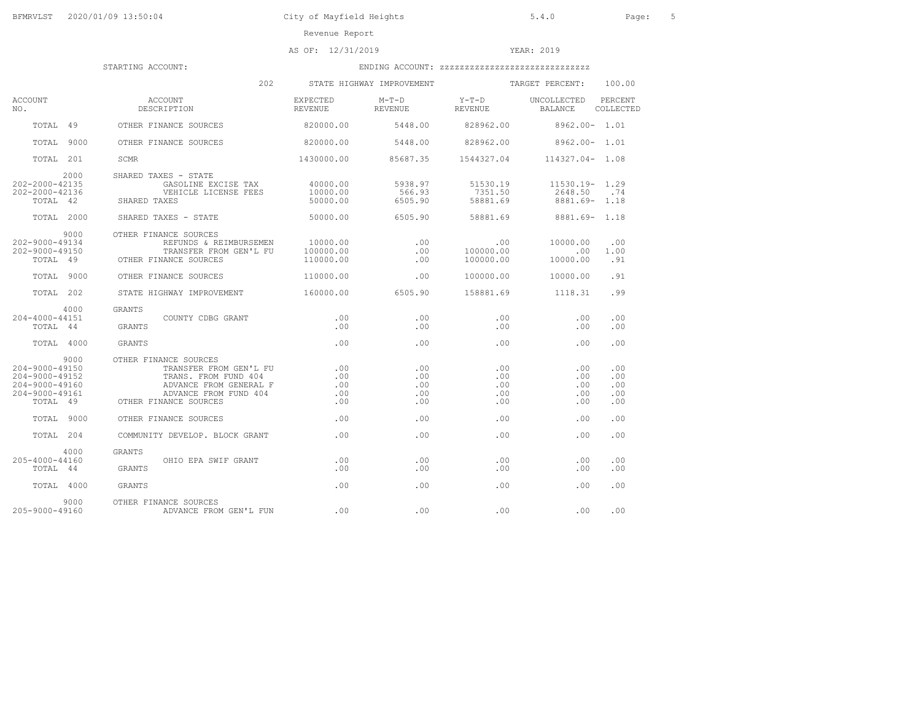City of Mayfield Heights

Revenue Report

AS OF: 12/31/2019 — YEAR: 2019

STARTING ACCOUNT: — ENDING ACCOUNT: zzzzzzzzzzzzzzzzzzzzzzzzzzzz

202 STATE HIGHWAY IMPROVEMENT — TARGET PERCENT: 100.00

| ACCOUNT NO. | ACCOUNT DESCRIPTION | EXPECTED REVENUE | M-T-D REVENUE | Y-T-D REVENUE | UNCOLLECTED BALANCE | PERCENT COLLECTED |
|---|---|---|---|---|---|---|
| TOTAL 49 | OTHER FINANCE SOURCES | 820000.00 | 5448.00 | 828962.00 | 8962.00- | 1.01 |
| TOTAL 9000 | OTHER FINANCE SOURCES | 820000.00 | 5448.00 | 828962.00 | 8962.00- | 1.01 |
| TOTAL 201 | SCMR | 1430000.00 | 85687.35 | 1544327.04 | 114327.04- | 1.08 |
| 2000 | SHARED TAXES - STATE | | | | | |
| 202-2000-42135 | GASOLINE EXCISE TAX | 40000.00 | 5938.97 | 51530.19 | 11530.19- | 1.29 |
| 202-2000-42136 | VEHICLE LICENSE FEES | 10000.00 | 566.93 | 7351.50 | 2648.50 | .74 |
| TOTAL 42 | SHARED TAXES | 50000.00 | 6505.90 | 58881.69 | 8881.69- | 1.18 |
| TOTAL 2000 | SHARED TAXES - STATE | 50000.00 | 6505.90 | 58881.69 | 8881.69- | 1.18 |
| 9000 | OTHER FINANCE SOURCES | | | | | |
| 202-9000-49134 | REFUNDS & REIMBURSEMEN | 10000.00 | .00 | .00 | 10000.00 | .00 |
| 202-9000-49150 | TRANSFER FROM GEN'L FU | 100000.00 | .00 | 100000.00 | .00 | 1.00 |
| TOTAL 49 | OTHER FINANCE SOURCES | 110000.00 | .00 | 100000.00 | 10000.00 | .91 |
| TOTAL 9000 | OTHER FINANCE SOURCES | 110000.00 | .00 | 100000.00 | 10000.00 | .91 |
| TOTAL 202 | STATE HIGHWAY IMPROVEMENT | 160000.00 | 6505.90 | 158881.69 | 1118.31 | .99 |
| 4000 | GRANTS | | | | | |
| 204-4000-44151 | COUNTY CDBG GRANT | .00 | .00 | .00 | .00 | .00 |
| TOTAL 44 | GRANTS | .00 | .00 | .00 | .00 | .00 |
| TOTAL 4000 | GRANTS | .00 | .00 | .00 | .00 | .00 |
| 9000 | OTHER FINANCE SOURCES | | | | | |
| 204-9000-49150 | TRANSFER FROM GEN'L FU | .00 | .00 | .00 | .00 | .00 |
| 204-9000-49152 | TRANS. FROM FUND 404 | .00 | .00 | .00 | .00 | .00 |
| 204-9000-49160 | ADVANCE FROM GENERAL F | .00 | .00 | .00 | .00 | .00 |
| 204-9000-49161 | ADVANCE FROM FUND 404 | .00 | .00 | .00 | .00 | .00 |
| TOTAL 49 | OTHER FINANCE SOURCES | .00 | .00 | .00 | .00 | .00 |
| TOTAL 9000 | OTHER FINANCE SOURCES | .00 | .00 | .00 | .00 | .00 |
| TOTAL 204 | COMMUNITY DEVELOP. BLOCK GRANT | .00 | .00 | .00 | .00 | .00 |
| 4000 | GRANTS | | | | | |
| 205-4000-44160 | OHIO EPA SWIF GRANT | .00 | .00 | .00 | .00 | .00 |
| TOTAL 44 | GRANTS | .00 | .00 | .00 | .00 | .00 |
| TOTAL 4000 | GRANTS | .00 | .00 | .00 | .00 | .00 |
| 9000 | OTHER FINANCE SOURCES | | | | | |
| 205-9000-49160 | ADVANCE FROM GEN'L FUN | .00 | .00 | .00 | .00 | .00 |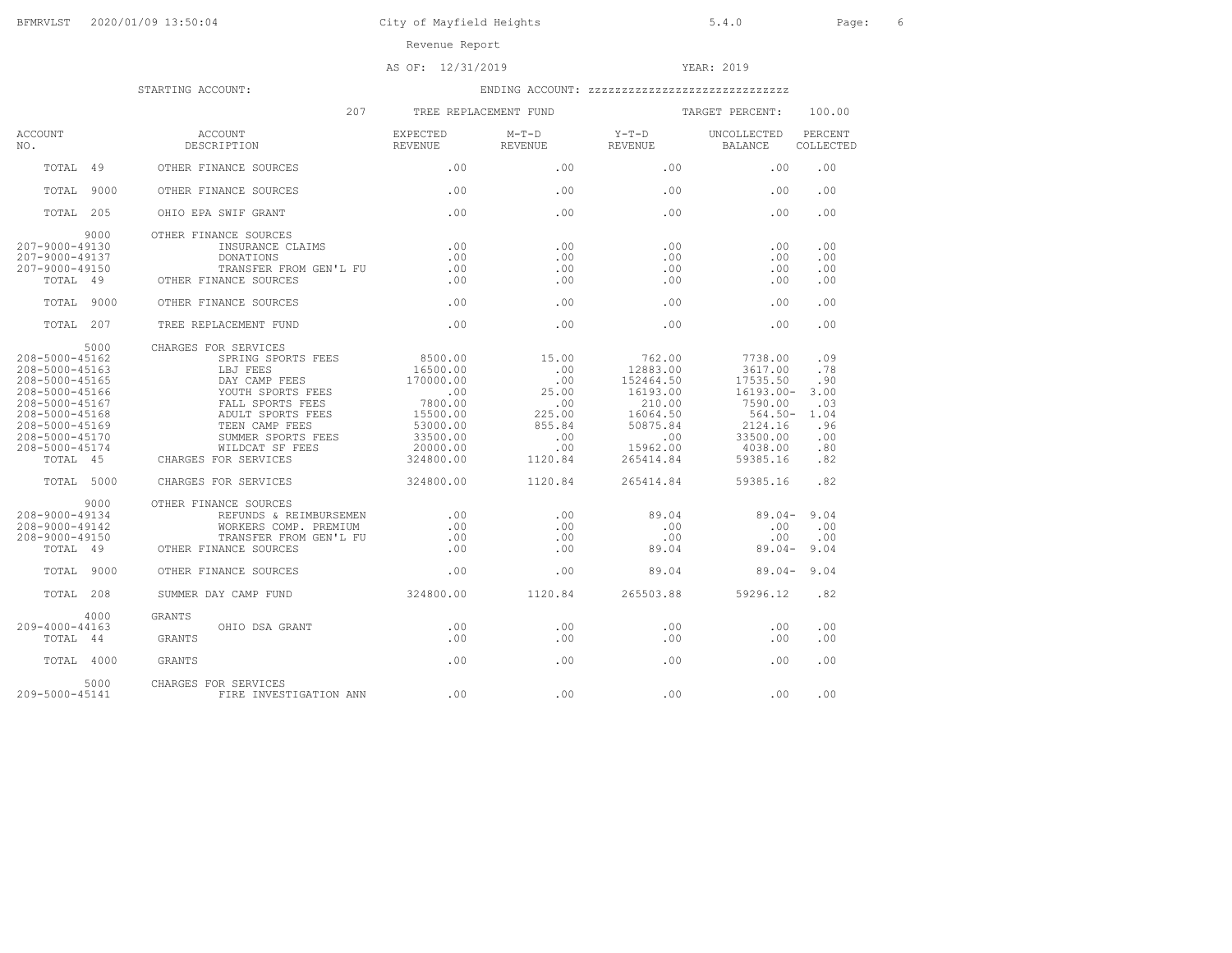City of Mayfield Heights

Revenue Report

AS OF: 12/31/2019 YEAR: 2019

STARTING ACCOUNT: ENDING ACCOUNT: zzzzzzzzzzzzzzzzzzzzzzzzzzzzz

207 TREE REPLACEMENT FUND TARGET PERCENT: 100.00

| ACCOUNT NO. | ACCOUNT DESCRIPTION | EXPECTED REVENUE | M-T-D REVENUE | Y-T-D REVENUE | UNCOLLECTED BALANCE | PERCENT COLLECTED |
|---|---|---|---|---|---|---|
| TOTAL 49 | OTHER FINANCE SOURCES | .00 | .00 | .00 | .00 | .00 |
| TOTAL 9000 | OTHER FINANCE SOURCES | .00 | .00 | .00 | .00 | .00 |
| TOTAL 205 | OHIO EPA SWIF GRANT | .00 | .00 | .00 | .00 | .00 |
| 9000 | OTHER FINANCE SOURCES | | | | | |
| 207-9000-49130 | INSURANCE CLAIMS | .00 | .00 | .00 | .00 | .00 |
| 207-9000-49137 | DONATIONS | .00 | .00 | .00 | .00 | .00 |
| 207-9000-49150 | TRANSFER FROM GEN'L FU | .00 | .00 | .00 | .00 | .00 |
| TOTAL 49 | OTHER FINANCE SOURCES | .00 | .00 | .00 | .00 | .00 |
| TOTAL 9000 | OTHER FINANCE SOURCES | .00 | .00 | .00 | .00 | .00 |
| TOTAL 207 | TREE REPLACEMENT FUND | .00 | .00 | .00 | .00 | .00 |
| 5000 | CHARGES FOR SERVICES | | | | | |
| 208-5000-45162 | SPRING SPORTS FEES | 8500.00 | 15.00 | 762.00 | 7738.00 | .09 |
| 208-5000-45163 | LBJ FEES | 16500.00 | .00 | 12883.00 | 3617.00 | .78 |
| 208-5000-45165 | DAY CAMP FEES | 170000.00 | .00 | 152464.50 | 17535.50 | .90 |
| 208-5000-45166 | YOUTH SPORTS FEES | .00 | 25.00 | 16193.00 | 16193.00- | 3.00 |
| 208-5000-45167 | FALL SPORTS FEES | 7800.00 | .00 | 210.00 | 7590.00 | .03 |
| 208-5000-45168 | ADULT SPORTS FEES | 15500.00 | 225.00 | 16064.50 | 564.50- | 1.04 |
| 208-5000-45169 | TEEN CAMP FEES | 53000.00 | 855.84 | 50875.84 | 2124.16 | .96 |
| 208-5000-45170 | SUMMER SPORTS FEES | 33500.00 | .00 | .00 | 33500.00 | .00 |
| 208-5000-45174 | WILDCAT SF FEES | 20000.00 | .00 | 15962.00 | 4038.00 | .80 |
| TOTAL 45 | CHARGES FOR SERVICES | 324800.00 | 1120.84 | 265414.84 | 59385.16 | .82 |
| TOTAL 5000 | CHARGES FOR SERVICES | 324800.00 | 1120.84 | 265414.84 | 59385.16 | .82 |
| 9000 | OTHER FINANCE SOURCES | | | | | |
| 208-9000-49134 | REFUNDS & REIMBURSEMEN | .00 | .00 | 89.04 | 89.04- | 9.04 |
| 208-9000-49142 | WORKERS COMP. PREMIUM | .00 | .00 | .00 | .00 | .00 |
| 208-9000-49150 | TRANSFER FROM GEN'L FU | .00 | .00 | .00 | .00 | .00 |
| TOTAL 49 | OTHER FINANCE SOURCES | .00 | .00 | 89.04 | 89.04- | 9.04 |
| TOTAL 9000 | OTHER FINANCE SOURCES | .00 | .00 | 89.04 | 89.04- | 9.04 |
| TOTAL 208 | SUMMER DAY CAMP FUND | 324800.00 | 1120.84 | 265503.88 | 59296.12 | .82 |
| 4000 | GRANTS | | | | | |
| 209-4000-44163 | OHIO DSA GRANT | .00 | .00 | .00 | .00 | .00 |
| TOTAL 44 | GRANTS | .00 | .00 | .00 | .00 | .00 |
| TOTAL 4000 | GRANTS | .00 | .00 | .00 | .00 | .00 |
| 5000 | CHARGES FOR SERVICES | | | | | |
| 209-5000-45141 | FIRE INVESTIGATION ANN | .00 | .00 | .00 | .00 | .00 |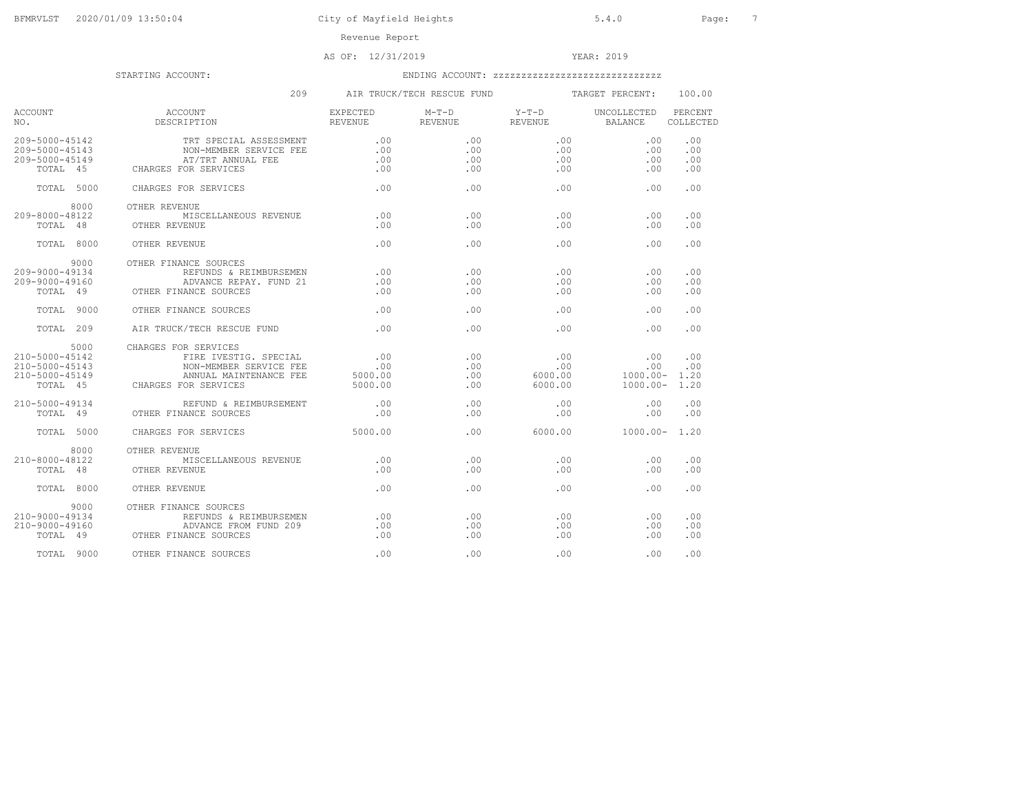City of Mayfield Heights

Revenue Report

AS OF: 12/31/2019 YEAR: 2019

STARTING ACCOUNT: ENDING ACCOUNT: zzzzzzzzzzzzzzzzzzzzzzzzzzzzz

209 AIR TRUCK/TECH RESCUE FUND TARGET PERCENT: 100.00

| ACCOUNT NO. | ACCOUNT DESCRIPTION | EXPECTED REVENUE | M-T-D REVENUE | Y-T-D REVENUE | UNCOLLECTED BALANCE | PERCENT COLLECTED |
|---|---|---|---|---|---|---|
| 209-5000-45142 | TRT SPECIAL ASSESSMENT | .00 | .00 | .00 | .00 | .00 |
| 209-5000-45143 | NON-MEMBER SERVICE FEE | .00 | .00 | .00 | .00 | .00 |
| 209-5000-45149 | AT/TRT ANNUAL FEE | .00 | .00 | .00 | .00 | .00 |
| TOTAL 45 | CHARGES FOR SERVICES | .00 | .00 | .00 | .00 | .00 |
| TOTAL 5000 | CHARGES FOR SERVICES | .00 | .00 | .00 | .00 | .00 |
| 8000 | OTHER REVENUE | | | | | |
| 209-8000-48122 | MISCELLANEOUS REVENUE | .00 | .00 | .00 | .00 | .00 |
| TOTAL 48 | OTHER REVENUE | .00 | .00 | .00 | .00 | .00 |
| TOTAL 8000 | OTHER REVENUE | .00 | .00 | .00 | .00 | .00 |
| 9000 | OTHER FINANCE SOURCES | | | | | |
| 209-9000-49134 | REFUNDS & REIMBURSEMEN | .00 | .00 | .00 | .00 | .00 |
| 209-9000-49160 | ADVANCE REPAY. FUND 21 | .00 | .00 | .00 | .00 | .00 |
| TOTAL 49 | OTHER FINANCE SOURCES | .00 | .00 | .00 | .00 | .00 |
| TOTAL 9000 | OTHER FINANCE SOURCES | .00 | .00 | .00 | .00 | .00 |
| TOTAL 209 | AIR TRUCK/TECH RESCUE FUND | .00 | .00 | .00 | .00 | .00 |
| 5000 | CHARGES FOR SERVICES | | | | | |
| 210-5000-45142 | FIRE IVESTIG. SPECIAL | .00 | .00 | .00 | .00 | .00 |
| 210-5000-45143 | NON-MEMBER SERVICE FEE | .00 | .00 | .00 | .00 | .00 |
| 210-5000-45149 | ANNUAL MAINTENANCE FEE | 5000.00 | .00 | 6000.00 | 1000.00- | 1.20 |
| TOTAL 45 | CHARGES FOR SERVICES | 5000.00 | .00 | 6000.00 | 1000.00- | 1.20 |
| 210-5000-49134 | REFUND & REIMBURSEMENT | .00 | .00 | .00 | .00 | .00 |
| TOTAL 49 | OTHER FINANCE SOURCES | .00 | .00 | .00 | .00 | .00 |
| TOTAL 5000 | CHARGES FOR SERVICES | 5000.00 | .00 | 6000.00 | 1000.00- | 1.20 |
| 8000 | OTHER REVENUE | | | | | |
| 210-8000-48122 | MISCELLANEOUS REVENUE | .00 | .00 | .00 | .00 | .00 |
| TOTAL 48 | OTHER REVENUE | .00 | .00 | .00 | .00 | .00 |
| TOTAL 8000 | OTHER REVENUE | .00 | .00 | .00 | .00 | .00 |
| 9000 | OTHER FINANCE SOURCES | | | | | |
| 210-9000-49134 | REFUNDS & REIMBURSEMEN | .00 | .00 | .00 | .00 | .00 |
| 210-9000-49160 | ADVANCE FROM FUND 209 | .00 | .00 | .00 | .00 | .00 |
| TOTAL 49 | OTHER FINANCE SOURCES | .00 | .00 | .00 | .00 | .00 |
| TOTAL 9000 | OTHER FINANCE SOURCES | .00 | .00 | .00 | .00 | .00 |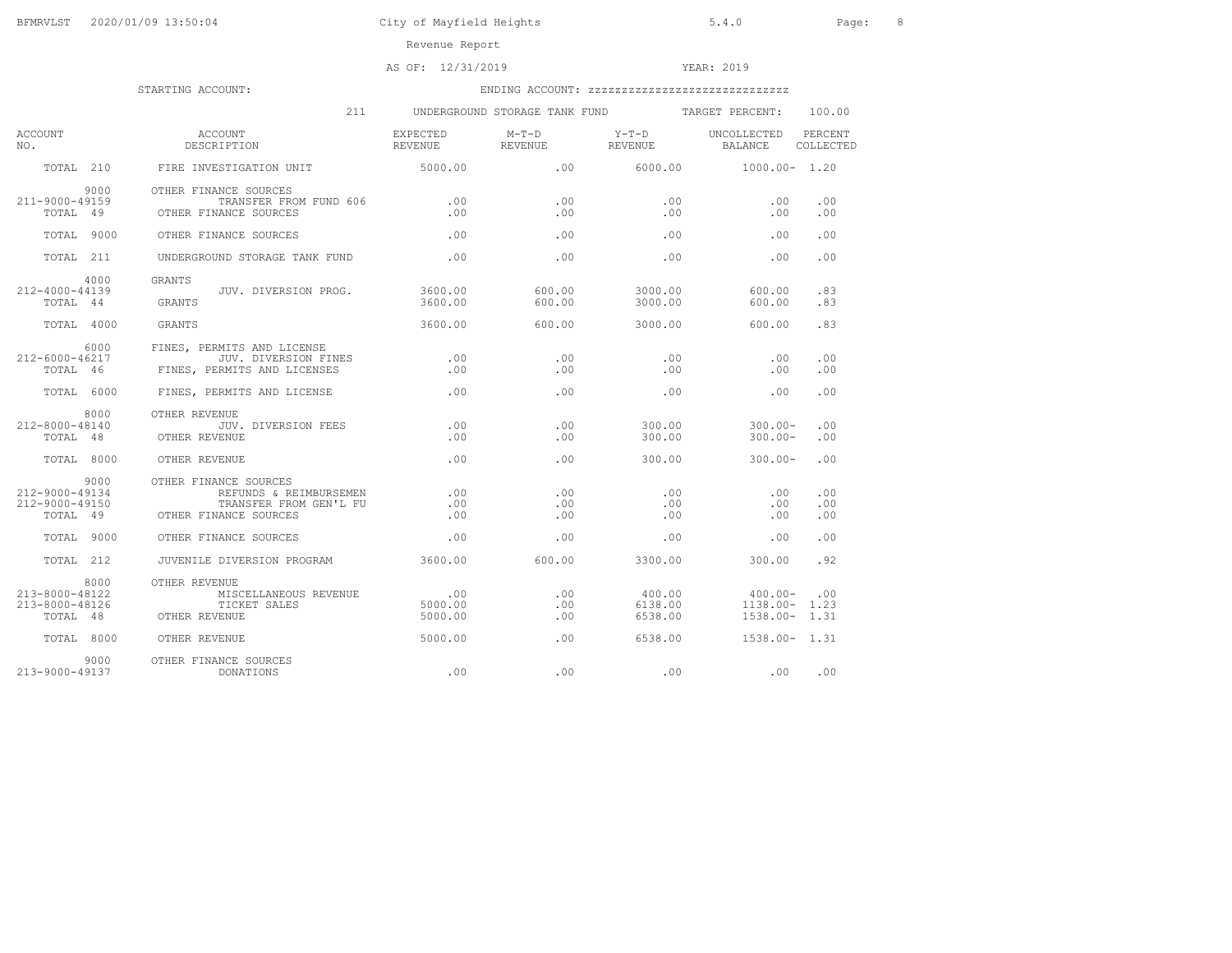Revenue Report

AS OF: 12/31/2019 YEAR: 2019

STARTING ACCOUNT: ENDING ACCOUNT: zzzzzzzzzzzzzzzzzzzzzzzzzzzzz

211 UNDERGROUND STORAGE TANK FUND TARGET PERCENT: 100.00

| ACCOUNT NO. | ACCOUNT DESCRIPTION | EXPECTED REVENUE | M-T-D REVENUE | Y-T-D REVENUE | UNCOLLECTED BALANCE | PERCENT COLLECTED |
|---|---|---|---|---|---|---|
| TOTAL 210 | FIRE INVESTIGATION UNIT | 5000.00 | .00 | 6000.00 | 1000.00- | 1.20 |
| 9000 | OTHER FINANCE SOURCES | | | | | |
| 211-9000-49159 | TRANSFER FROM FUND 606 | .00 | .00 | .00 | .00 | .00 |
| TOTAL 49 | OTHER FINANCE SOURCES | .00 | .00 | .00 | .00 | .00 |
| TOTAL 9000 | OTHER FINANCE SOURCES | .00 | .00 | .00 | .00 | .00 |
| TOTAL 211 | UNDERGROUND STORAGE TANK FUND | .00 | .00 | .00 | .00 | .00 |
| 4000 | GRANTS | | | | | |
| 212-4000-44139 | JUV. DIVERSION PROG. | 3600.00 | 600.00 | 3000.00 | 600.00 | .83 |
| TOTAL 44 | GRANTS | 3600.00 | 600.00 | 3000.00 | 600.00 | .83 |
| TOTAL 4000 | GRANTS | 3600.00 | 600.00 | 3000.00 | 600.00 | .83 |
| 6000 | FINES, PERMITS AND LICENSE | | | | | |
| 212-6000-46217 | JUV. DIVERSION FINES | .00 | .00 | .00 | .00 | .00 |
| TOTAL 46 | FINES, PERMITS AND LICENSES | .00 | .00 | .00 | .00 | .00 |
| TOTAL 6000 | FINES, PERMITS AND LICENSE | .00 | .00 | .00 | .00 | .00 |
| 8000 | OTHER REVENUE | | | | | |
| 212-8000-48140 | JUV. DIVERSION FEES | .00 | .00 | 300.00 | 300.00- | .00 |
| TOTAL 48 | OTHER REVENUE | .00 | .00 | 300.00 | 300.00- | .00 |
| TOTAL 8000 | OTHER REVENUE | .00 | .00 | 300.00 | 300.00- | .00 |
| 9000 | OTHER FINANCE SOURCES | | | | | |
| 212-9000-49134 | REFUNDS & REIMBURSEMEN | .00 | .00 | .00 | .00 | .00 |
| 212-9000-49150 | TRANSFER FROM GEN'L FU | .00 | .00 | .00 | .00 | .00 |
| TOTAL 49 | OTHER FINANCE SOURCES | .00 | .00 | .00 | .00 | .00 |
| TOTAL 9000 | OTHER FINANCE SOURCES | .00 | .00 | .00 | .00 | .00 |
| TOTAL 212 | JUVENILE DIVERSION PROGRAM | 3600.00 | 600.00 | 3300.00 | 300.00 | .92 |
| 8000 | OTHER REVENUE | | | | | |
| 213-8000-48122 | MISCELLANEOUS REVENUE | .00 | .00 | 400.00 | 400.00- | .00 |
| 213-8000-48126 | TICKET SALES | 5000.00 | .00 | 6138.00 | 1138.00- | 1.23 |
| TOTAL 48 | OTHER REVENUE | 5000.00 | .00 | 6538.00 | 1538.00- | 1.31 |
| TOTAL 8000 | OTHER REVENUE | 5000.00 | .00 | 6538.00 | 1538.00- | 1.31 |
| 9000 | OTHER FINANCE SOURCES | | | | | |
| 213-9000-49137 | DONATIONS | .00 | .00 | .00 | .00 | .00 |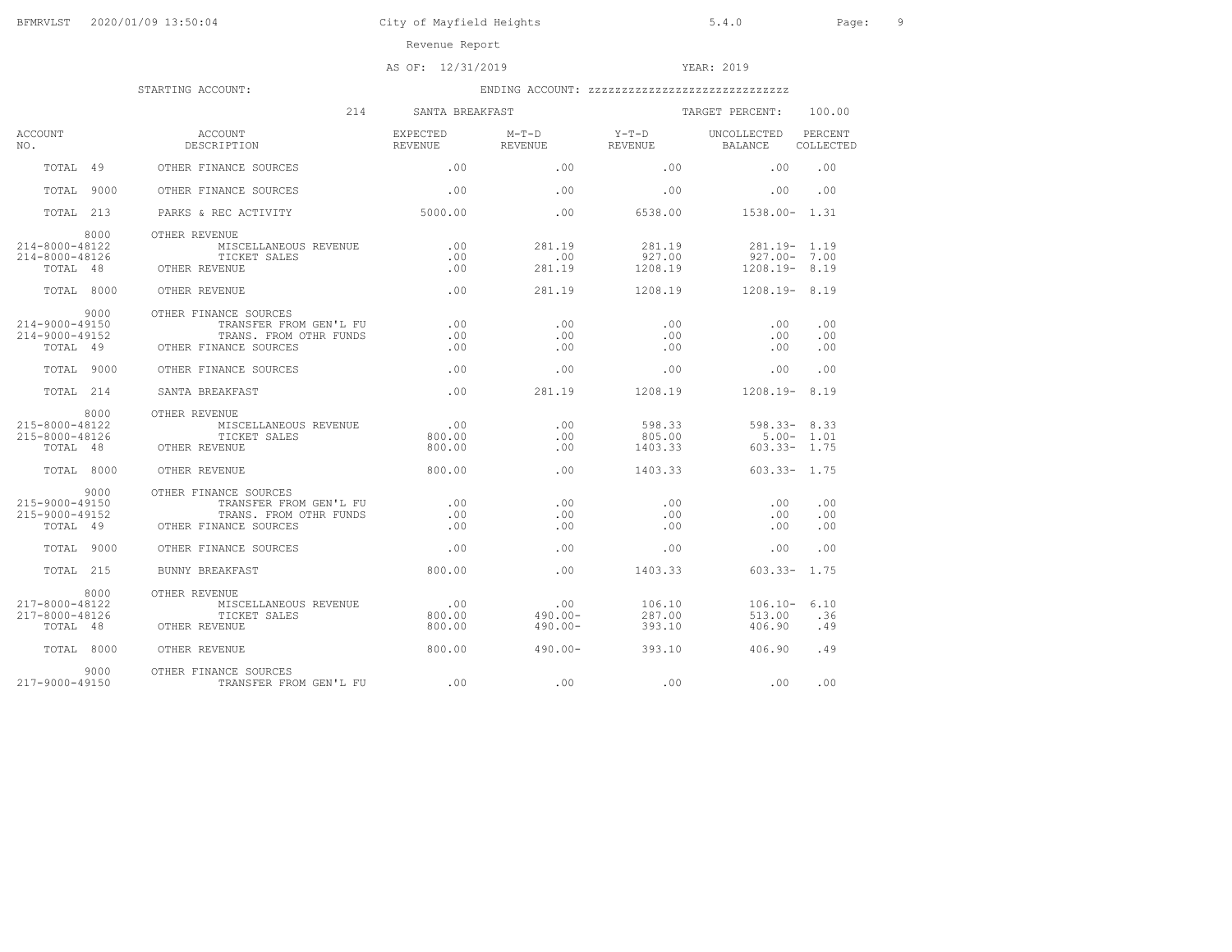City of Mayfield Heights

Revenue Report

AS OF: 12/31/2019 YEAR: 2019

STARTING ACCOUNT: ENDING ACCOUNT: zzzzzzzzzzzzzzzzzzzzzzzzzzzzz

214 SANTA BREAKFAST TARGET PERCENT: 100.00

| ACCOUNT NO. | ACCOUNT DESCRIPTION | EXPECTED REVENUE | M-T-D REVENUE | Y-T-D REVENUE | UNCOLLECTED BALANCE | PERCENT COLLECTED |
|---|---|---|---|---|---|---|
| TOTAL 49 | OTHER FINANCE SOURCES | .00 | .00 | .00 | .00 | .00 |
| TOTAL 9000 | OTHER FINANCE SOURCES | .00 | .00 | .00 | .00 | .00 |
| TOTAL 213 | PARKS & REC ACTIVITY | 5000.00 | .00 | 6538.00 | 1538.00- | 1.31 |
| 8000 | OTHER REVENUE | | | | | |
| 214-8000-48122 | MISCELLANEOUS REVENUE | .00 | 281.19 | 281.19 | 281.19- | 1.19 |
| 214-8000-48126 | TICKET SALES | .00 | .00 | 927.00 | 927.00- | 7.00 |
| TOTAL 48 | OTHER REVENUE | .00 | 281.19 | 1208.19 | 1208.19- | 8.19 |
| TOTAL 8000 | OTHER REVENUE | .00 | 281.19 | 1208.19 | 1208.19- | 8.19 |
| 9000 | OTHER FINANCE SOURCES | | | | | |
| 214-9000-49150 | TRANSFER FROM GEN'L FU | .00 | .00 | .00 | .00 | .00 |
| 214-9000-49152 | TRANS. FROM OTHR FUNDS | .00 | .00 | .00 | .00 | .00 |
| TOTAL 49 | OTHER FINANCE SOURCES | .00 | .00 | .00 | .00 | .00 |
| TOTAL 9000 | OTHER FINANCE SOURCES | .00 | .00 | .00 | .00 | .00 |
| TOTAL 214 | SANTA BREAKFAST | .00 | 281.19 | 1208.19 | 1208.19- | 8.19 |
| 8000 | OTHER REVENUE | | | | | |
| 215-8000-48122 | MISCELLANEOUS REVENUE | .00 | .00 | 598.33 | 598.33- | 8.33 |
| 215-8000-48126 | TICKET SALES | 800.00 | .00 | 805.00 | 5.00- | 1.01 |
| TOTAL 48 | OTHER REVENUE | 800.00 | .00 | 1403.33 | 603.33- | 1.75 |
| TOTAL 8000 | OTHER REVENUE | 800.00 | .00 | 1403.33 | 603.33- | 1.75 |
| 9000 | OTHER FINANCE SOURCES | | | | | |
| 215-9000-49150 | TRANSFER FROM GEN'L FU | .00 | .00 | .00 | .00 | .00 |
| 215-9000-49152 | TRANS. FROM OTHR FUNDS | .00 | .00 | .00 | .00 | .00 |
| TOTAL 49 | OTHER FINANCE SOURCES | .00 | .00 | .00 | .00 | .00 |
| TOTAL 9000 | OTHER FINANCE SOURCES | .00 | .00 | .00 | .00 | .00 |
| TOTAL 215 | BUNNY BREAKFAST | 800.00 | .00 | 1403.33 | 603.33- | 1.75 |
| 8000 | OTHER REVENUE | | | | | |
| 217-8000-48122 | MISCELLANEOUS REVENUE | .00 | .00 | 106.10 | 106.10- | 6.10 |
| 217-8000-48126 | TICKET SALES | 800.00 | 490.00- | 287.00 | 513.00 | .36 |
| TOTAL 48 | OTHER REVENUE | 800.00 | 490.00- | 393.10 | 406.90 | .49 |
| TOTAL 8000 | OTHER REVENUE | 800.00 | 490.00- | 393.10 | 406.90 | .49 |
| 9000 | OTHER FINANCE SOURCES | | | | | |
| 217-9000-49150 | TRANSFER FROM GEN'L FU | .00 | .00 | .00 | .00 | .00 |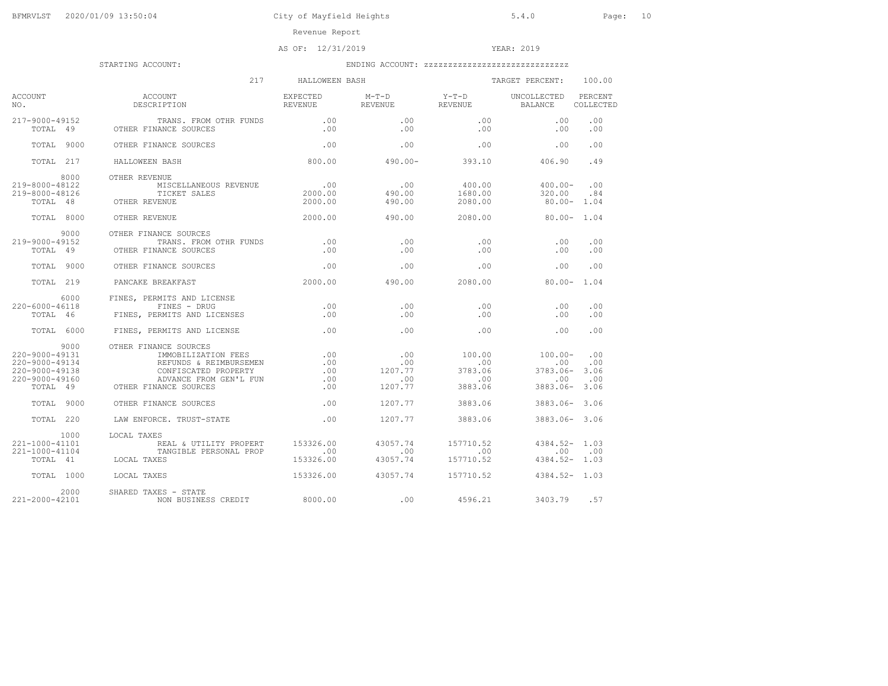Revenue Report

AS OF: 12/31/2019 YEAR: 2019

STARTING ACCOUNT: ENDING ACCOUNT: zzzzzzzzzzzzzzzzzzzzzzzzzzzzz

217 HALLOWEEN BASH TARGET PERCENT: 100.00

| ACCOUNT NO. | ACCOUNT DESCRIPTION | EXPECTED REVENUE | M-T-D REVENUE | Y-T-D REVENUE | UNCOLLECTED BALANCE | PERCENT COLLECTED |
|---|---|---|---|---|---|---|
| 217-9000-49152 | TRANS. FROM OTHR FUNDS | .00 | .00 | .00 | .00 | .00 |
| TOTAL 49 | OTHER FINANCE SOURCES | .00 | .00 | .00 | .00 | .00 |
| TOTAL 9000 | OTHER FINANCE SOURCES | .00 | .00 | .00 | .00 | .00 |
| TOTAL 217 | HALLOWEEN BASH | 800.00 | 490.00- | 393.10 | 406.90 | .49 |
| 8000 | OTHER REVENUE | | | | | |
| 219-8000-48122 | MISCELLANEOUS REVENUE | .00 | .00 | 400.00 | 400.00- | .00 |
| 219-8000-48126 | TICKET SALES | 2000.00 | 490.00 | 1680.00 | 320.00 | .84 |
| TOTAL 48 | OTHER REVENUE | 2000.00 | 490.00 | 2080.00 | 80.00- | 1.04 |
| TOTAL 8000 | OTHER REVENUE | 2000.00 | 490.00 | 2080.00 | 80.00- | 1.04 |
| 9000 | OTHER FINANCE SOURCES | | | | | |
| 219-9000-49152 | TRANS. FROM OTHR FUNDS | .00 | .00 | .00 | .00 | .00 |
| TOTAL 49 | OTHER FINANCE SOURCES | .00 | .00 | .00 | .00 | .00 |
| TOTAL 9000 | OTHER FINANCE SOURCES | .00 | .00 | .00 | .00 | .00 |
| TOTAL 219 | PANCAKE BREAKFAST | 2000.00 | 490.00 | 2080.00 | 80.00- | 1.04 |
| 6000 | FINES, PERMITS AND LICENSE | | | | | |
| 220-6000-46118 | FINES - DRUG | .00 | .00 | .00 | .00 | .00 |
| TOTAL 46 | FINES, PERMITS AND LICENSES | .00 | .00 | .00 | .00 | .00 |
| TOTAL 6000 | FINES, PERMITS AND LICENSE | .00 | .00 | .00 | .00 | .00 |
| 9000 | OTHER FINANCE SOURCES | | | | | |
| 220-9000-49131 | IMMOBILIZATION FEES | .00 | .00 | 100.00 | 100.00- | .00 |
| 220-9000-49134 | REFUNDS & REIMBURSEMEN | .00 | .00 | .00 | .00 | .00 |
| 220-9000-49138 | CONFISCATED PROPERTY | .00 | 1207.77 | 3783.06 | 3783.06- | 3.06 |
| 220-9000-49160 | ADVANCE FROM GEN'L FUN | .00 | .00 | .00 | .00 | .00 |
| TOTAL 49 | OTHER FINANCE SOURCES | .00 | 1207.77 | 3883.06 | 3883.06- | 3.06 |
| TOTAL 9000 | OTHER FINANCE SOURCES | .00 | 1207.77 | 3883.06 | 3883.06- | 3.06 |
| TOTAL 220 | LAW ENFORCE. TRUST-STATE | .00 | 1207.77 | 3883.06 | 3883.06- | 3.06 |
| 1000 | LOCAL TAXES | | | | | |
| 221-1000-41101 | REAL & UTILITY PROPERT | 153326.00 | 43057.74 | 157710.52 | 4384.52- | 1.03 |
| 221-1000-41104 | TANGIBLE PERSONAL PROP | .00 | .00 | .00 | .00 | .00 |
| TOTAL 41 | LOCAL TAXES | 153326.00 | 43057.74 | 157710.52 | 4384.52- | 1.03 |
| TOTAL 1000 | LOCAL TAXES | 153326.00 | 43057.74 | 157710.52 | 4384.52- | 1.03 |
| 2000 | SHARED TAXES - STATE | | | | | |
| 221-2000-42101 | NON BUSINESS CREDIT | 8000.00 | .00 | 4596.21 | 3403.79 | .57 |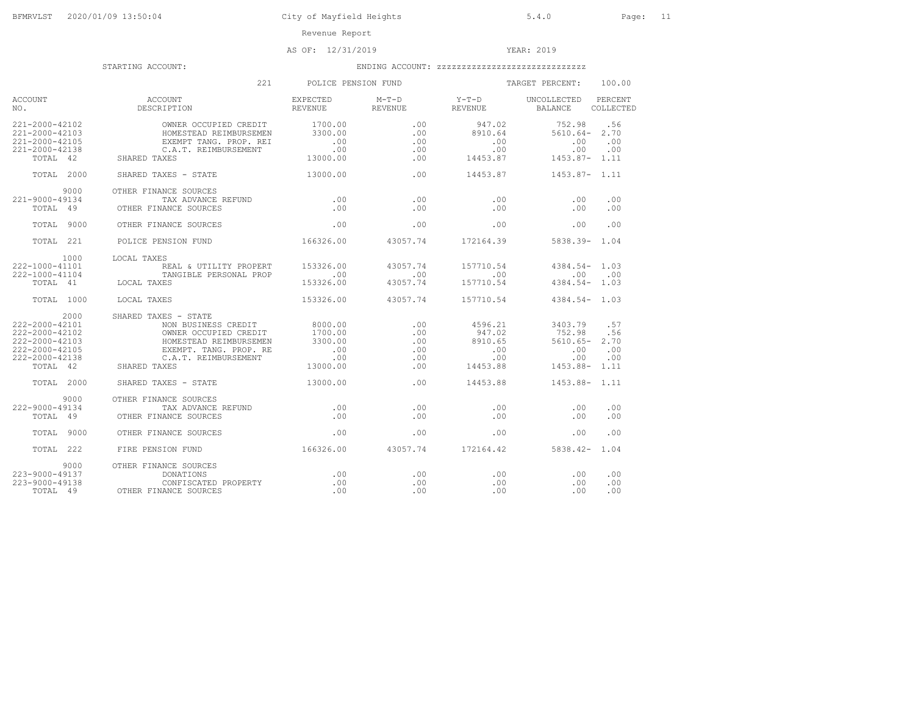Revenue Report

AS OF: 12/31/2019 YEAR: 2019

STARTING ACCOUNT: ENDING ACCOUNT: zzzzzzzzzzzzzzzzzzzzzzzzzzzzz

221 POLICE PENSION FUND TARGET PERCENT: 100.00

| ACCOUNT NO. | ACCOUNT DESCRIPTION | EXPECTED REVENUE | M-T-D REVENUE | Y-T-D REVENUE | UNCOLLECTED BALANCE | PERCENT COLLECTED |
|---|---|---|---|---|---|---|
| 221-2000-42102 | OWNER OCCUPIED CREDIT | 1700.00 | .00 | 947.02 | 752.98 | .56 |
| 221-2000-42103 | HOMESTEAD REIMBURSEMEN | 3300.00 | .00 | 8910.64 | 5610.64- | 2.70 |
| 221-2000-42105 | EXEMPT TANG. PROP. REI | .00 | .00 | .00 | .00 | .00 |
| 221-2000-42138 | C.A.T. REIMBURSEMENT | .00 | .00 | .00 | .00 | .00 |
| TOTAL 42 | SHARED TAXES | 13000.00 | .00 | 14453.87 | 1453.87- | 1.11 |
| TOTAL 2000 | SHARED TAXES - STATE | 13000.00 | .00 | 14453.87 | 1453.87- | 1.11 |
| 9000 | OTHER FINANCE SOURCES | | | | | |
| 221-9000-49134 | TAX ADVANCE REFUND | .00 | .00 | .00 | .00 | .00 |
| TOTAL 49 | OTHER FINANCE SOURCES | .00 | .00 | .00 | .00 | .00 |
| TOTAL 9000 | OTHER FINANCE SOURCES | .00 | .00 | .00 | .00 | .00 |
| TOTAL 221 | POLICE PENSION FUND | 166326.00 | 43057.74 | 172164.39 | 5838.39- | 1.04 |
| 1000 | LOCAL TAXES | | | | | |
| 222-1000-41101 | REAL & UTILITY PROPERT | 153326.00 | 43057.74 | 157710.54 | 4384.54- | 1.03 |
| 222-1000-41104 | TANGIBLE PERSONAL PROP | .00 | .00 | .00 | .00 | .00 |
| TOTAL 41 | LOCAL TAXES | 153326.00 | 43057.74 | 157710.54 | 4384.54- | 1.03 |
| TOTAL 1000 | LOCAL TAXES | 153326.00 | 43057.74 | 157710.54 | 4384.54- | 1.03 |
| 2000 | SHARED TAXES - STATE | | | | | |
| 222-2000-42101 | NON BUSINESS CREDIT | 8000.00 | .00 | 4596.21 | 3403.79 | .57 |
| 222-2000-42102 | OWNER OCCUPIED CREDIT | 1700.00 | .00 | 947.02 | 752.98 | .56 |
| 222-2000-42103 | HOMESTEAD REIMBURSEMEN | 3300.00 | .00 | 8910.65 | 5610.65- | 2.70 |
| 222-2000-42105 | EXEMPT. TANG. PROP. RE | .00 | .00 | .00 | .00 | .00 |
| 222-2000-42138 | C.A.T. REIMBURSEMENT | .00 | .00 | .00 | .00 | .00 |
| TOTAL 42 | SHARED TAXES | 13000.00 | .00 | 14453.88 | 1453.88- | 1.11 |
| TOTAL 2000 | SHARED TAXES - STATE | 13000.00 | .00 | 14453.88 | 1453.88- | 1.11 |
| 9000 | OTHER FINANCE SOURCES | | | | | |
| 222-9000-49134 | TAX ADVANCE REFUND | .00 | .00 | .00 | .00 | .00 |
| TOTAL 49 | OTHER FINANCE SOURCES | .00 | .00 | .00 | .00 | .00 |
| TOTAL 9000 | OTHER FINANCE SOURCES | .00 | .00 | .00 | .00 | .00 |
| TOTAL 222 | FIRE PENSION FUND | 166326.00 | 43057.74 | 172164.42 | 5838.42- | 1.04 |
| 9000 | OTHER FINANCE SOURCES | | | | | |
| 223-9000-49137 | DONATIONS | .00 | .00 | .00 | .00 | .00 |
| 223-9000-49138 | CONFISCATED PROPERTY | .00 | .00 | .00 | .00 | .00 |
| TOTAL 49 | OTHER FINANCE SOURCES | .00 | .00 | .00 | .00 | .00 |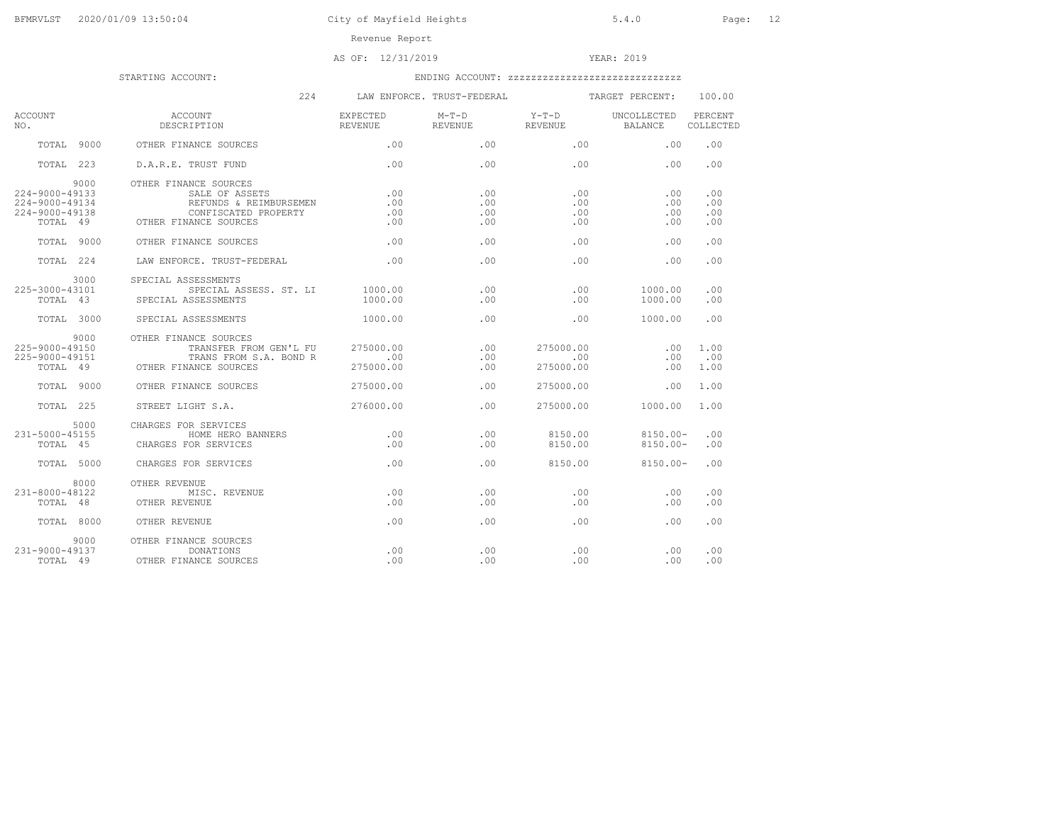Revenue Report

AS OF: 12/31/2019 YEAR: 2019

STARTING ACCOUNT: ENDING ACCOUNT: zzzzzzzzzzzzzzzzzzzzzzzzzzzz

224 LAW ENFORCE. TRUST-FEDERAL TARGET PERCENT: 100.00

| ACCOUNT NO. | ACCOUNT DESCRIPTION | EXPECTED REVENUE | M-T-D REVENUE | Y-T-D REVENUE | UNCOLLECTED BALANCE | PERCENT COLLECTED |
|---|---|---|---|---|---|---|
| TOTAL 9000 | OTHER FINANCE SOURCES | .00 | .00 | .00 | .00 | .00 |
| TOTAL 223 | D.A.R.E. TRUST FUND | .00 | .00 | .00 | .00 | .00 |
| 9000 | OTHER FINANCE SOURCES | | | | | |
| 224-9000-49133 | SALE OF ASSETS | .00 | .00 | .00 | .00 | .00 |
| 224-9000-49134 | REFUNDS & REIMBURSEMEN | .00 | .00 | .00 | .00 | .00 |
| 224-9000-49138 | CONFISCATED PROPERTY | .00 | .00 | .00 | .00 | .00 |
| TOTAL 49 | OTHER FINANCE SOURCES | .00 | .00 | .00 | .00 | .00 |
| TOTAL 9000 | OTHER FINANCE SOURCES | .00 | .00 | .00 | .00 | .00 |
| TOTAL 224 | LAW ENFORCE. TRUST-FEDERAL | .00 | .00 | .00 | .00 | .00 |
| 3000 | SPECIAL ASSESSMENTS | | | | | |
| 225-3000-43101 | SPECIAL ASSESS. ST. LI | 1000.00 | .00 | .00 | 1000.00 | .00 |
| TOTAL 43 | SPECIAL ASSESSMENTS | 1000.00 | .00 | .00 | 1000.00 | .00 |
| TOTAL 3000 | SPECIAL ASSESSMENTS | 1000.00 | .00 | .00 | 1000.00 | .00 |
| 9000 | OTHER FINANCE SOURCES | | | | | |
| 225-9000-49150 | TRANSFER FROM GEN'L FU | 275000.00 | .00 | 275000.00 | .00 | 1.00 |
| 225-9000-49151 | TRANS FROM S.A. BOND R | .00 | .00 | .00 | .00 | .00 |
| TOTAL 49 | OTHER FINANCE SOURCES | 275000.00 | .00 | 275000.00 | .00 | 1.00 |
| TOTAL 9000 | OTHER FINANCE SOURCES | 275000.00 | .00 | 275000.00 | .00 | 1.00 |
| TOTAL 225 | STREET LIGHT S.A. | 276000.00 | .00 | 275000.00 | 1000.00 | 1.00 |
| 5000 | CHARGES FOR SERVICES | | | | | |
| 231-5000-45155 | HOME HERO BANNERS | .00 | .00 | 8150.00 | 8150.00- | .00 |
| TOTAL 45 | CHARGES FOR SERVICES | .00 | .00 | 8150.00 | 8150.00- | .00 |
| TOTAL 5000 | CHARGES FOR SERVICES | .00 | .00 | 8150.00 | 8150.00- | .00 |
| 8000 | OTHER REVENUE | | | | | |
| 231-8000-48122 | MISC. REVENUE | .00 | .00 | .00 | .00 | .00 |
| TOTAL 48 | OTHER REVENUE | .00 | .00 | .00 | .00 | .00 |
| TOTAL 8000 | OTHER REVENUE | .00 | .00 | .00 | .00 | .00 |
| 9000 | OTHER FINANCE SOURCES | | | | | |
| 231-9000-49137 | DONATIONS | .00 | .00 | .00 | .00 | .00 |
| TOTAL 49 | OTHER FINANCE SOURCES | .00 | .00 | .00 | .00 | .00 |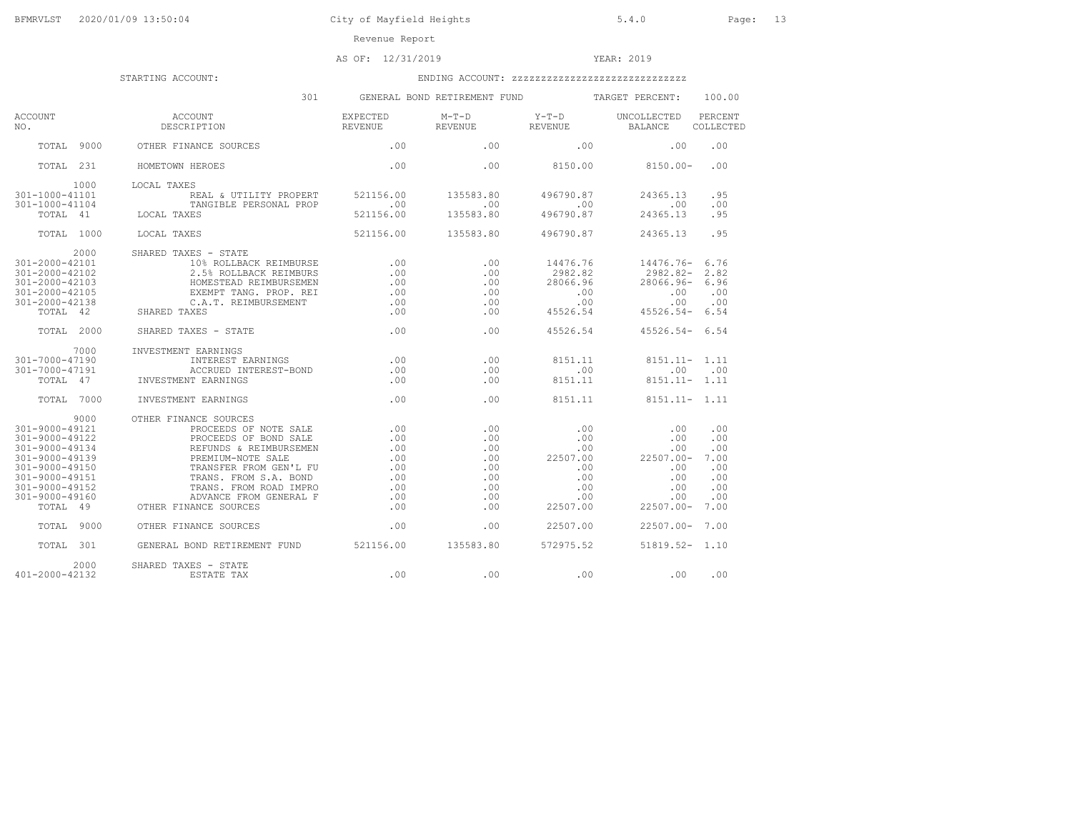Revenue Report

AS OF: 12/31/2019 YEAR: 2019

STARTING ACCOUNT: ENDING ACCOUNT: zzzzzzzzzzzzzzzzzzzzzzzzzzzzz

301 GENERAL BOND RETIREMENT FUND TARGET PERCENT: 100.00

| ACCOUNT NO. | ACCOUNT DESCRIPTION | EXPECTED REVENUE | M-T-D REVENUE | Y-T-D REVENUE | UNCOLLECTED BALANCE | PERCENT COLLECTED |
|---|---|---|---|---|---|---|
| TOTAL 9000 | OTHER FINANCE SOURCES | .00 | .00 | .00 | .00 | .00 |
| TOTAL 231 | HOMETOWN HEROES | .00 | .00 | 8150.00 | 8150.00- | .00 |
| 1000 | LOCAL TAXES | | | | | |
| 301-1000-41101 | REAL & UTILITY PROPERT | 521156.00 | 135583.80 | 496790.87 | 24365.13 | .95 |
| 301-1000-41104 | TANGIBLE PERSONAL PROP | .00 | .00 | .00 | .00 | .00 |
| TOTAL 41 | LOCAL TAXES | 521156.00 | 135583.80 | 496790.87 | 24365.13 | .95 |
| TOTAL 1000 | LOCAL TAXES | 521156.00 | 135583.80 | 496790.87 | 24365.13 | .95 |
| 2000 | SHARED TAXES - STATE | | | | | |
| 301-2000-42101 | 10% ROLLBACK REIMBURSE | .00 | .00 | 14476.76 | 14476.76- | 6.76 |
| 301-2000-42102 | 2.5% ROLLBACK REIMBURS | .00 | .00 | 2982.82 | 2982.82- | 2.82 |
| 301-2000-42103 | HOMESTEAD REIMBURSEMEN | .00 | .00 | 28066.96 | 28066.96- | 6.96 |
| 301-2000-42105 | EXEMPT TANG. PROP. REI | .00 | .00 | .00 | .00 | .00 |
| 301-2000-42138 | C.A.T. REIMBURSEMENT | .00 | .00 | .00 | .00 | .00 |
| TOTAL 42 | SHARED TAXES | .00 | .00 | 45526.54 | 45526.54- | 6.54 |
| TOTAL 2000 | SHARED TAXES - STATE | .00 | .00 | 45526.54 | 45526.54- | 6.54 |
| 7000 | INVESTMENT EARNINGS | | | | | |
| 301-7000-47190 | INTEREST EARNINGS | .00 | .00 | 8151.11 | 8151.11- | 1.11 |
| 301-7000-47191 | ACCRUED INTEREST-BOND | .00 | .00 | .00 | .00 | .00 |
| TOTAL 47 | INVESTMENT EARNINGS | .00 | .00 | 8151.11 | 8151.11- | 1.11 |
| TOTAL 7000 | INVESTMENT EARNINGS | .00 | .00 | 8151.11 | 8151.11- | 1.11 |
| 9000 | OTHER FINANCE SOURCES | | | | | |
| 301-9000-49121 | PROCEEDS OF NOTE SALE | .00 | .00 | .00 | .00 | .00 |
| 301-9000-49122 | PROCEEDS OF BOND SALE | .00 | .00 | .00 | .00 | .00 |
| 301-9000-49134 | REFUNDS & REIMBURSEMEN | .00 | .00 | .00 | .00 | .00 |
| 301-9000-49139 | PREMIUM-NOTE SALE | .00 | .00 | 22507.00 | 22507.00- | 7.00 |
| 301-9000-49150 | TRANSFER FROM GEN'L FU | .00 | .00 | .00 | .00 | .00 |
| 301-9000-49151 | TRANS. FROM S.A. BOND | .00 | .00 | .00 | .00 | .00 |
| 301-9000-49152 | TRANS. FROM ROAD IMPRO | .00 | .00 | .00 | .00 | .00 |
| 301-9000-49160 | ADVANCE FROM GENERAL F | .00 | .00 | .00 | .00 | .00 |
| TOTAL 49 | OTHER FINANCE SOURCES | .00 | .00 | 22507.00 | 22507.00- | 7.00 |
| TOTAL 9000 | OTHER FINANCE SOURCES | .00 | .00 | 22507.00 | 22507.00- | 7.00 |
| TOTAL 301 | GENERAL BOND RETIREMENT FUND | 521156.00 | 135583.80 | 572975.52 | 51819.52- | 1.10 |
| 2000 | SHARED TAXES - STATE | | | | | |
| 401-2000-42132 | ESTATE TAX | .00 | .00 | .00 | .00 | .00 |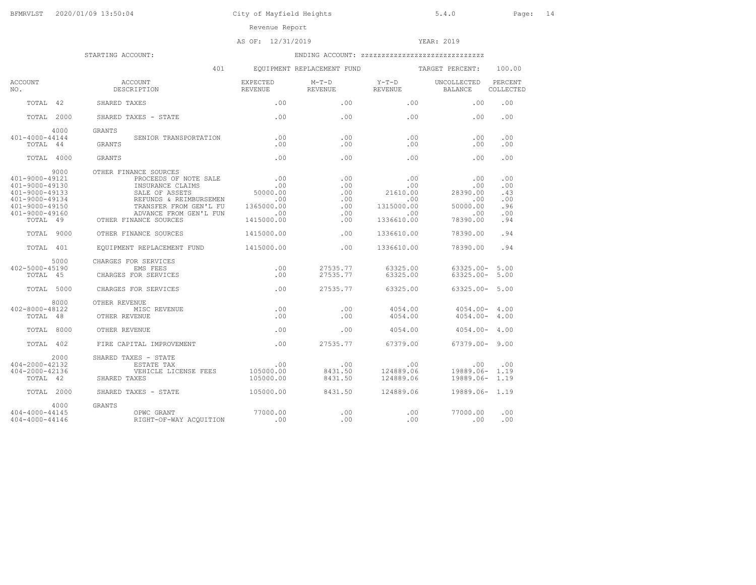City of Mayfield Heights

Revenue Report

AS OF: 12/31/2019 — YEAR: 2019

STARTING ACCOUNT: — ENDING ACCOUNT: zzzzzzzzzzzzzzzzzzzzzzzzzzzzz

401 EQUIPMENT REPLACEMENT FUND — TARGET PERCENT: 100.00

| ACCOUNT NO. | ACCOUNT DESCRIPTION | EXPECTED REVENUE | M-T-D REVENUE | Y-T-D REVENUE | UNCOLLECTED BALANCE | PERCENT COLLECTED |
|---|---|---|---|---|---|---|
| TOTAL 42 | SHARED TAXES | .00 | .00 | .00 | .00 | .00 |
| TOTAL 2000 | SHARED TAXES - STATE | .00 | .00 | .00 | .00 | .00 |
| 4000 | GRANTS | | | | | |
| 401-4000-44144 | SENIOR TRANSPORTATION | .00 | .00 | .00 | .00 | .00 |
| TOTAL 44 | GRANTS | .00 | .00 | .00 | .00 | .00 |
| TOTAL 4000 | GRANTS | .00 | .00 | .00 | .00 | .00 |
| 9000 | OTHER FINANCE SOURCES | | | | | |
| 401-9000-49121 | PROCEEDS OF NOTE SALE | .00 | .00 | .00 | .00 | .00 |
| 401-9000-49130 | INSURANCE CLAIMS | .00 | .00 | .00 | .00 | .00 |
| 401-9000-49133 | SALE OF ASSETS | 50000.00 | .00 | 21610.00 | 28390.00 | .43 |
| 401-9000-49134 | REFUNDS & REIMBURSEMEN | .00 | .00 | .00 | .00 | .00 |
| 401-9000-49150 | TRANSFER FROM GEN'L FU | 1365000.00 | .00 | 1315000.00 | 50000.00 | .96 |
| 401-9000-49160 | ADVANCE FROM GEN'L FUN | .00 | .00 | .00 | .00 | .00 |
| TOTAL 49 | OTHER FINANCE SOURCES | 1415000.00 | .00 | 1336610.00 | 78390.00 | .94 |
| TOTAL 9000 | OTHER FINANCE SOURCES | 1415000.00 | .00 | 1336610.00 | 78390.00 | .94 |
| TOTAL 401 | EQUIPMENT REPLACEMENT FUND | 1415000.00 | .00 | 1336610.00 | 78390.00 | .94 |
| 5000 | CHARGES FOR SERVICES | | | | | |
| 402-5000-45190 | EMS FEES | .00 | 27535.77 | 63325.00 | 63325.00- | 5.00 |
| TOTAL 45 | CHARGES FOR SERVICES | .00 | 27535.77 | 63325.00 | 63325.00- | 5.00 |
| TOTAL 5000 | CHARGES FOR SERVICES | .00 | 27535.77 | 63325.00 | 63325.00- | 5.00 |
| 8000 | OTHER REVENUE | | | | | |
| 402-8000-48122 | MISC REVENUE | .00 | .00 | 4054.00 | 4054.00- | 4.00 |
| TOTAL 48 | OTHER REVENUE | .00 | .00 | 4054.00 | 4054.00- | 4.00 |
| TOTAL 8000 | OTHER REVENUE | .00 | .00 | 4054.00 | 4054.00- | 4.00 |
| TOTAL 402 | FIRE CAPITAL IMPROVEMENT | .00 | 27535.77 | 67379.00 | 67379.00- | 9.00 |
| 2000 | SHARED TAXES - STATE | | | | | |
| 404-2000-42132 | ESTATE TAX | .00 | .00 | .00 | .00 | .00 |
| 404-2000-42136 | VEHICLE LICENSE FEES | 105000.00 | 8431.50 | 124889.06 | 19889.06- | 1.19 |
| TOTAL 42 | SHARED TAXES | 105000.00 | 8431.50 | 124889.06 | 19889.06- | 1.19 |
| TOTAL 2000 | SHARED TAXES - STATE | 105000.00 | 8431.50 | 124889.06 | 19889.06- | 1.19 |
| 4000 | GRANTS | | | | | |
| 404-4000-44145 | OPWC GRANT | 77000.00 | .00 | .00 | 77000.00 | .00 |
| 404-4000-44146 | RIGHT-OF-WAY ACQUITION | .00 | .00 | .00 | .00 | .00 |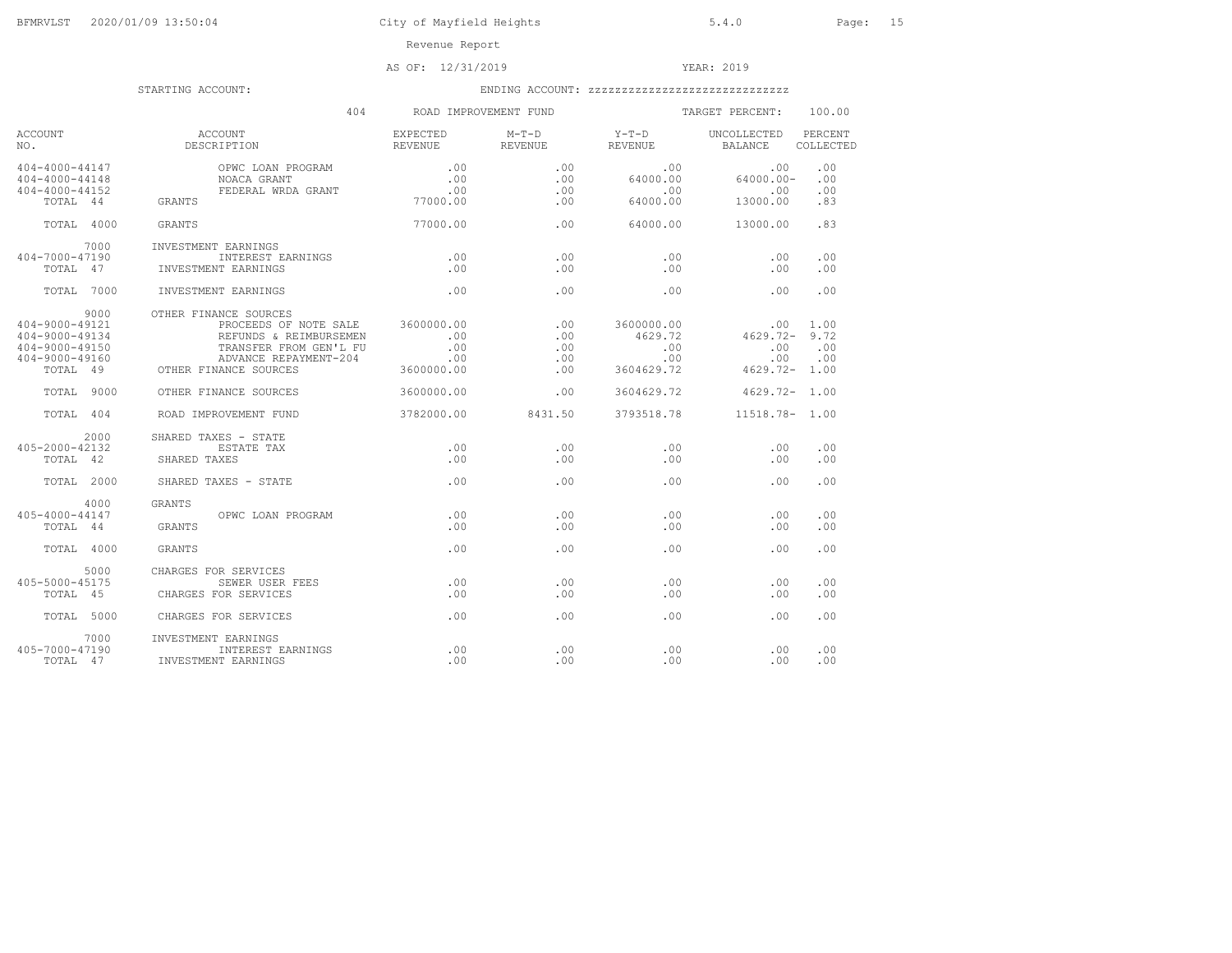City of Mayfield Heights

Revenue Report

AS OF: 12/31/2019 YEAR: 2019

STARTING ACCOUNT: ENDING ACCOUNT: zzzzzzzzzzzzzzzzzzzzzzzzzzzzz

404 ROAD IMPROVEMENT FUND TARGET PERCENT: 100.00

| ACCOUNT NO. | ACCOUNT DESCRIPTION | EXPECTED REVENUE | M-T-D REVENUE | Y-T-D REVENUE | UNCOLLECTED BALANCE | PERCENT COLLECTED |
|---|---|---|---|---|---|---|
| 404-4000-44147 | OPWC LOAN PROGRAM | .00 | .00 | .00 | .00 | .00 |
| 404-4000-44148 | NOACA GRANT | .00 | .00 | 64000.00 | 64000.00- | .00 |
| 404-4000-44152 | FEDERAL WRDA GRANT | .00 | .00 | .00 | .00 | .00 |
| TOTAL 44 | GRANTS | 77000.00 | .00 | 64000.00 | 13000.00 | .83 |
| TOTAL 4000 | GRANTS | 77000.00 | .00 | 64000.00 | 13000.00 | .83 |
| 7000 | INVESTMENT EARNINGS | | | | | |
| 404-7000-47190 | INTEREST EARNINGS | .00 | .00 | .00 | .00 | .00 |
| TOTAL 47 | INVESTMENT EARNINGS | .00 | .00 | .00 | .00 | .00 |
| TOTAL 7000 | INVESTMENT EARNINGS | .00 | .00 | .00 | .00 | .00 |
| 9000 | OTHER FINANCE SOURCES | | | | | |
| 404-9000-49121 | PROCEEDS OF NOTE SALE | 3600000.00 | .00 | 3600000.00 | .00 | 1.00 |
| 404-9000-49134 | REFUNDS & REIMBURSEMEN | .00 | .00 | 4629.72 | 4629.72- | 9.72 |
| 404-9000-49150 | TRANSFER FROM GEN'L FU | .00 | .00 | .00 | .00 | .00 |
| 404-9000-49160 | ADVANCE REPAYMENT-204 | .00 | .00 | .00 | .00 | .00 |
| TOTAL 49 | OTHER FINANCE SOURCES | 3600000.00 | .00 | 3604629.72 | 4629.72- | 1.00 |
| TOTAL 9000 | OTHER FINANCE SOURCES | 3600000.00 | .00 | 3604629.72 | 4629.72- | 1.00 |
| TOTAL 404 | ROAD IMPROVEMENT FUND | 3782000.00 | 8431.50 | 3793518.78 | 11518.78- | 1.00 |
| 2000 | SHARED TAXES - STATE | | | | | |
| 405-2000-42132 | ESTATE TAX | .00 | .00 | .00 | .00 | .00 |
| TOTAL 42 | SHARED TAXES | .00 | .00 | .00 | .00 | .00 |
| TOTAL 2000 | SHARED TAXES - STATE | .00 | .00 | .00 | .00 | .00 |
| 4000 | GRANTS | | | | | |
| 405-4000-44147 | OPWC LOAN PROGRAM | .00 | .00 | .00 | .00 | .00 |
| TOTAL 44 | GRANTS | .00 | .00 | .00 | .00 | .00 |
| TOTAL 4000 | GRANTS | .00 | .00 | .00 | .00 | .00 |
| 5000 | CHARGES FOR SERVICES | | | | | |
| 405-5000-45175 | SEWER USER FEES | .00 | .00 | .00 | .00 | .00 |
| TOTAL 45 | CHARGES FOR SERVICES | .00 | .00 | .00 | .00 | .00 |
| TOTAL 5000 | CHARGES FOR SERVICES | .00 | .00 | .00 | .00 | .00 |
| 7000 | INVESTMENT EARNINGS | | | | | |
| 405-7000-47190 | INTEREST EARNINGS | .00 | .00 | .00 | .00 | .00 |
| TOTAL 47 | INVESTMENT EARNINGS | .00 | .00 | .00 | .00 | .00 |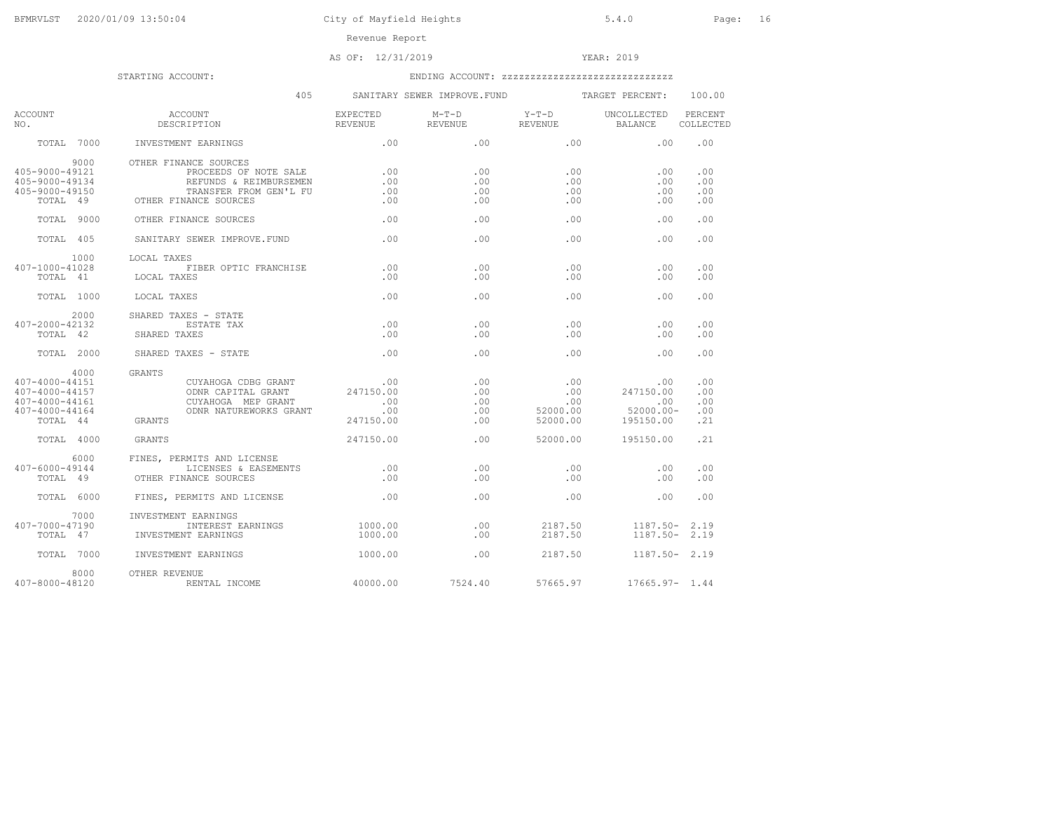City of Mayfield Heights

Revenue Report

AS OF: 12/31/2019 YEAR: 2019

STARTING ACCOUNT: ENDING ACCOUNT: zzzzzzzzzzzzzzzzzzzzzzzzzzzzz

405 SANITARY SEWER IMPROVE.FUND TARGET PERCENT: 100.00

| ACCOUNT NO. | ACCOUNT DESCRIPTION | EXPECTED REVENUE | M-T-D REVENUE | Y-T-D REVENUE | UNCOLLECTED BALANCE | PERCENT COLLECTED |
|---|---|---|---|---|---|---|
| TOTAL 7000 | INVESTMENT EARNINGS | .00 | .00 | .00 | .00 | .00 |
| 9000 | OTHER FINANCE SOURCES | | | | | |
| 405-9000-49121 | PROCEEDS OF NOTE SALE | .00 | .00 | .00 | .00 | .00 |
| 405-9000-49134 | REFUNDS & REIMBURSEMEN | .00 | .00 | .00 | .00 | .00 |
| 405-9000-49150 | TRANSFER FROM GEN'L FU | .00 | .00 | .00 | .00 | .00 |
| TOTAL 49 | OTHER FINANCE SOURCES | .00 | .00 | .00 | .00 | .00 |
| TOTAL 9000 | OTHER FINANCE SOURCES | .00 | .00 | .00 | .00 | .00 |
| TOTAL 405 | SANITARY SEWER IMPROVE.FUND | .00 | .00 | .00 | .00 | .00 |
| 1000 | LOCAL TAXES | | | | | |
| 407-1000-41028 | FIBER OPTIC FRANCHISE | .00 | .00 | .00 | .00 | .00 |
| TOTAL 41 | LOCAL TAXES | .00 | .00 | .00 | .00 | .00 |
| TOTAL 1000 | LOCAL TAXES | .00 | .00 | .00 | .00 | .00 |
| 2000 | SHARED TAXES - STATE | | | | | |
| 407-2000-42132 | ESTATE TAX | .00 | .00 | .00 | .00 | .00 |
| TOTAL 42 | SHARED TAXES | .00 | .00 | .00 | .00 | .00 |
| TOTAL 2000 | SHARED TAXES - STATE | .00 | .00 | .00 | .00 | .00 |
| 4000 | GRANTS | | | | | |
| 407-4000-44151 | CUYAHOGA CDBG GRANT | .00 | .00 | .00 | .00 | .00 |
| 407-4000-44157 | ODNR CAPITAL GRANT | 247150.00 | .00 | .00 | 247150.00 | .00 |
| 407-4000-44161 | CUYAHOGA MEP GRANT | .00 | .00 | .00 | .00 | .00 |
| 407-4000-44164 | ODNR NATUREWORKS GRANT | .00 | .00 | 52000.00 | 52000.00- | .00 |
| TOTAL 44 | GRANTS | 247150.00 | .00 | 52000.00 | 195150.00 | .21 |
| TOTAL 4000 | GRANTS | 247150.00 | .00 | 52000.00 | 195150.00 | .21 |
| 6000 | FINES, PERMITS AND LICENSE | | | | | |
| 407-6000-49144 | LICENSES & EASEMENTS | .00 | .00 | .00 | .00 | .00 |
| TOTAL 49 | OTHER FINANCE SOURCES | .00 | .00 | .00 | .00 | .00 |
| TOTAL 6000 | FINES, PERMITS AND LICENSE | .00 | .00 | .00 | .00 | .00 |
| 7000 | INVESTMENT EARNINGS | | | | | |
| 407-7000-47190 | INTEREST EARNINGS | 1000.00 | .00 | 2187.50 | 1187.50- | 2.19 |
| TOTAL 47 | INVESTMENT EARNINGS | 1000.00 | .00 | 2187.50 | 1187.50- | 2.19 |
| TOTAL 7000 | INVESTMENT EARNINGS | 1000.00 | .00 | 2187.50 | 1187.50- | 2.19 |
| 8000 | OTHER REVENUE | | | | | |
| 407-8000-48120 | RENTAL INCOME | 40000.00 | 7524.40 | 57665.97 | 17665.97- | 1.44 |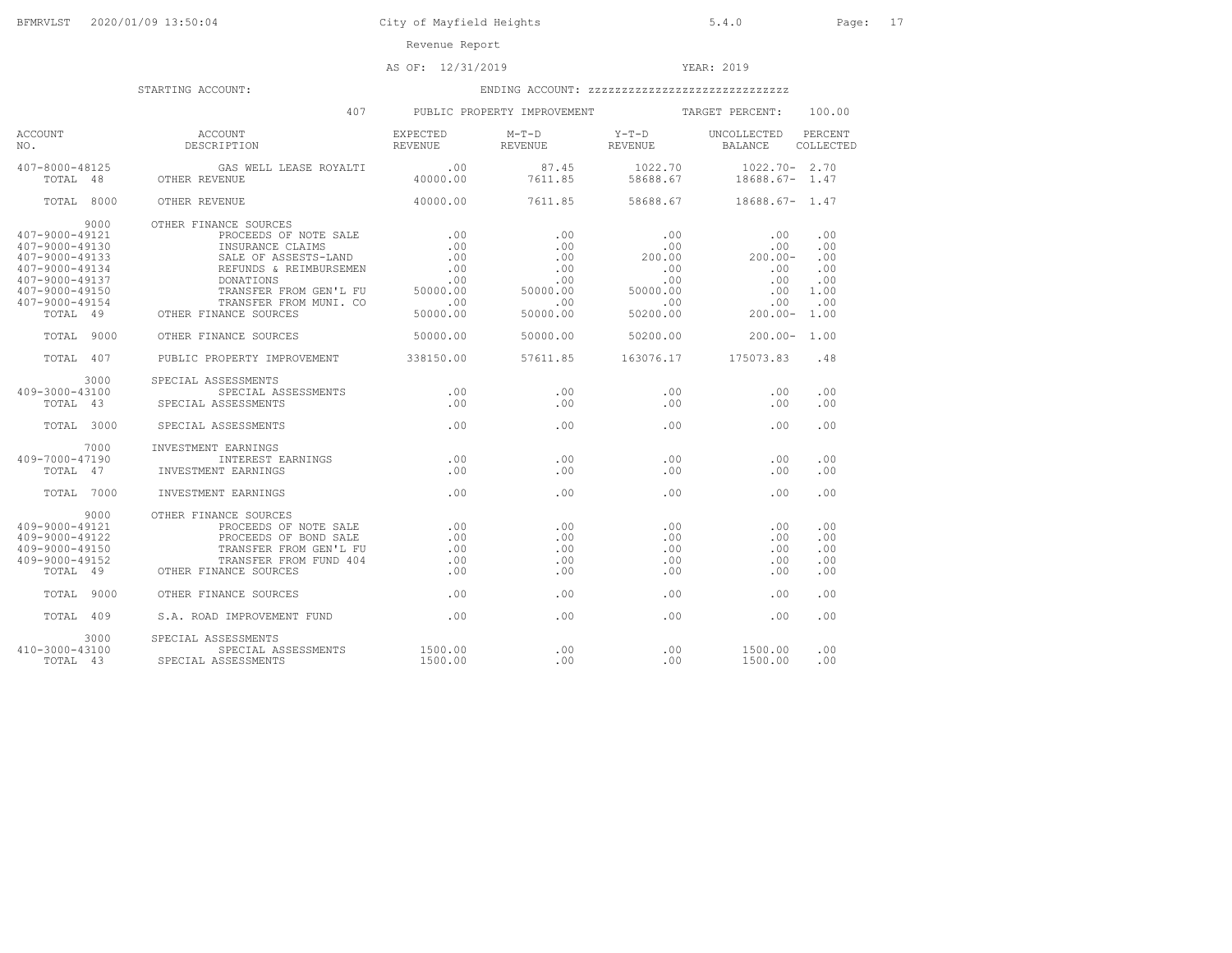City of Mayfield Heights

Revenue Report

AS OF: 12/31/2019 YEAR: 2019

STARTING ACCOUNT: ENDING ACCOUNT: zzzzzzzzzzzzzzzzzzzzzzzzzzzzz

407 PUBLIC PROPERTY IMPROVEMENT TARGET PERCENT: 100.00

| ACCOUNT NO. | ACCOUNT DESCRIPTION | EXPECTED REVENUE | M-T-D REVENUE | Y-T-D REVENUE | UNCOLLECTED BALANCE | PERCENT COLLECTED |
|---|---|---|---|---|---|---|
| 407-8000-48125 | GAS WELL LEASE ROYALTI | .00 | 87.45 | 1022.70 | 1022.70- | 2.70 |
| TOTAL 48 | OTHER REVENUE | 40000.00 | 7611.85 | 58688.67 | 18688.67- | 1.47 |
| TOTAL 8000 | OTHER REVENUE | 40000.00 | 7611.85 | 58688.67 | 18688.67- | 1.47 |
| 9000 | OTHER FINANCE SOURCES | | | | | |
| 407-9000-49121 | PROCEEDS OF NOTE SALE | .00 | .00 | .00 | .00 | .00 |
| 407-9000-49130 | INSURANCE CLAIMS | .00 | .00 | .00 | .00 | .00 |
| 407-9000-49133 | SALE OF ASSESTS-LAND | .00 | .00 | 200.00 | 200.00- | .00 |
| 407-9000-49134 | REFUNDS & REIMBURSEMEN | .00 | .00 | .00 | .00 | .00 |
| 407-9000-49137 | DONATIONS | .00 | .00 | .00 | .00 | .00 |
| 407-9000-49150 | TRANSFER FROM GEN'L FU | 50000.00 | 50000.00 | 50000.00 | .00 | 1.00 |
| 407-9000-49154 | TRANSFER FROM MUNI. CO | .00 | .00 | .00 | .00 | .00 |
| TOTAL 49 | OTHER FINANCE SOURCES | 50000.00 | 50000.00 | 50200.00 | 200.00- | 1.00 |
| TOTAL 9000 | OTHER FINANCE SOURCES | 50000.00 | 50000.00 | 50200.00 | 200.00- | 1.00 |
| TOTAL 407 | PUBLIC PROPERTY IMPROVEMENT | 338150.00 | 57611.85 | 163076.17 | 175073.83 | .48 |
| 3000 | SPECIAL ASSESSMENTS | | | | | |
| 409-3000-43100 | SPECIAL ASSESSMENTS | .00 | .00 | .00 | .00 | .00 |
| TOTAL 43 | SPECIAL ASSESSMENTS | .00 | .00 | .00 | .00 | .00 |
| TOTAL 3000 | SPECIAL ASSESSMENTS | .00 | .00 | .00 | .00 | .00 |
| 7000 | INVESTMENT EARNINGS | | | | | |
| 409-7000-47190 | INTEREST EARNINGS | .00 | .00 | .00 | .00 | .00 |
| TOTAL 47 | INVESTMENT EARNINGS | .00 | .00 | .00 | .00 | .00 |
| TOTAL 7000 | INVESTMENT EARNINGS | .00 | .00 | .00 | .00 | .00 |
| 9000 | OTHER FINANCE SOURCES | | | | | |
| 409-9000-49121 | PROCEEDS OF NOTE SALE | .00 | .00 | .00 | .00 | .00 |
| 409-9000-49122 | PROCEEDS OF BOND SALE | .00 | .00 | .00 | .00 | .00 |
| 409-9000-49150 | TRANSFER FROM GEN'L FU | .00 | .00 | .00 | .00 | .00 |
| 409-9000-49152 | TRANSFER FROM FUND 404 | .00 | .00 | .00 | .00 | .00 |
| TOTAL 49 | OTHER FINANCE SOURCES | .00 | .00 | .00 | .00 | .00 |
| TOTAL 9000 | OTHER FINANCE SOURCES | .00 | .00 | .00 | .00 | .00 |
| TOTAL 409 | S.A. ROAD IMPROVEMENT FUND | .00 | .00 | .00 | .00 | .00 |
| 3000 | SPECIAL ASSESSMENTS | | | | | |
| 410-3000-43100 | SPECIAL ASSESSMENTS | 1500.00 | .00 | .00 | 1500.00 | .00 |
| TOTAL 43 | SPECIAL ASSESSMENTS | 1500.00 | .00 | .00 | 1500.00 | .00 |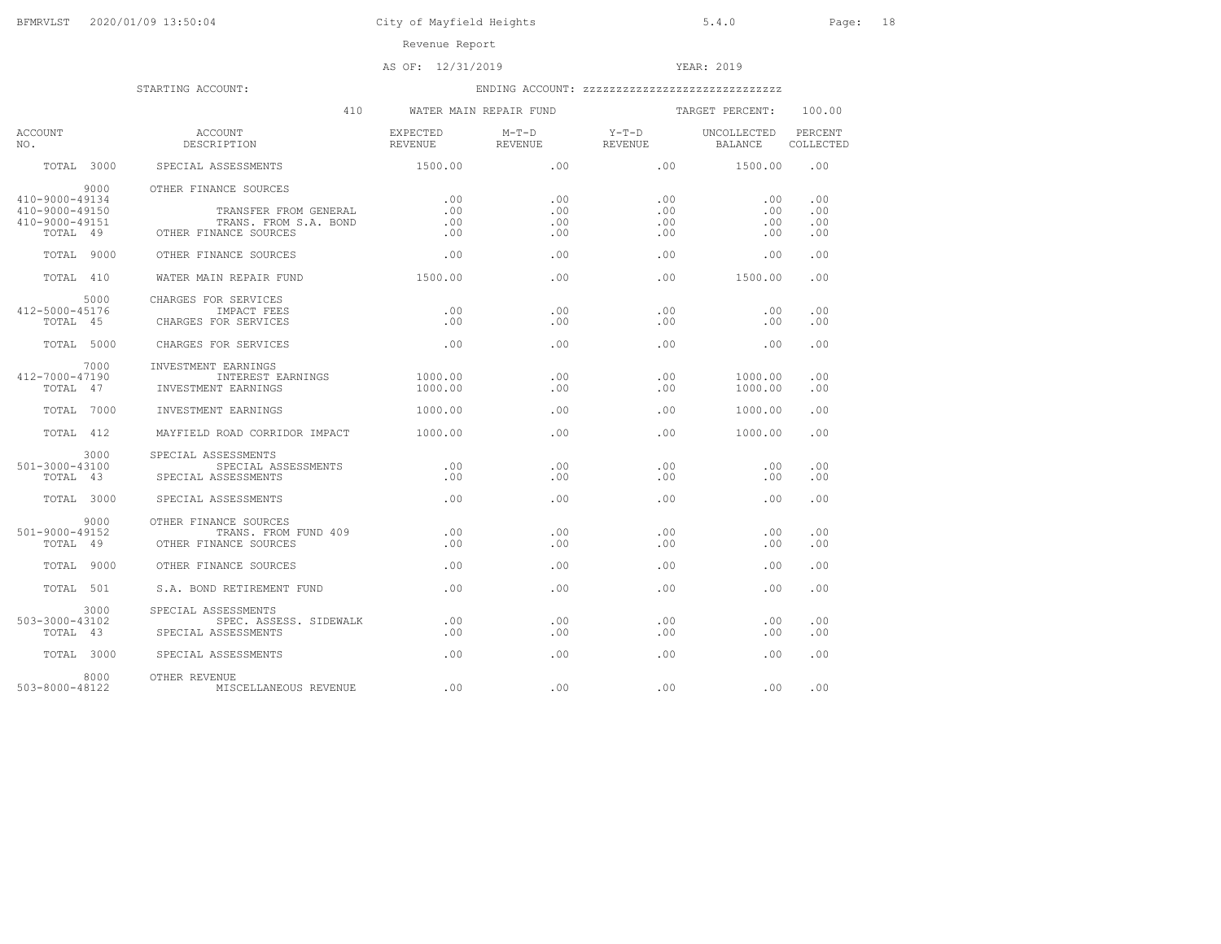City of Mayfield Heights

Revenue Report

AS OF: 12/31/2019 YEAR: 2019

STARTING ACCOUNT: ENDING ACCOUNT: zzzzzzzzzzzzzzzzzzzzzzzzzzzz

410 WATER MAIN REPAIR FUND TARGET PERCENT: 100.00

| ACCOUNT NO. | ACCOUNT DESCRIPTION | EXPECTED REVENUE | M-T-D REVENUE | Y-T-D REVENUE | UNCOLLECTED BALANCE | PERCENT COLLECTED |
|---|---|---|---|---|---|---|
| TOTAL 3000 | SPECIAL ASSESSMENTS | 1500.00 | .00 | .00 | 1500.00 | .00 |
| 9000 | OTHER FINANCE SOURCES | | | | | |
| 410-9000-49134 | | .00 | .00 | .00 | .00 | .00 |
| 410-9000-49150 | TRANSFER FROM GENERAL | .00 | .00 | .00 | .00 | .00 |
| 410-9000-49151 | TRANS. FROM S.A. BOND | .00 | .00 | .00 | .00 | .00 |
| TOTAL 49 | OTHER FINANCE SOURCES | .00 | .00 | .00 | .00 | .00 |
| TOTAL 9000 | OTHER FINANCE SOURCES | .00 | .00 | .00 | .00 | .00 |
| TOTAL 410 | WATER MAIN REPAIR FUND | 1500.00 | .00 | .00 | 1500.00 | .00 |
| 5000 | CHARGES FOR SERVICES | | | | | |
| 412-5000-45176 | IMPACT FEES | .00 | .00 | .00 | .00 | .00 |
| TOTAL 45 | CHARGES FOR SERVICES | .00 | .00 | .00 | .00 | .00 |
| TOTAL 5000 | CHARGES FOR SERVICES | .00 | .00 | .00 | .00 | .00 |
| 7000 | INVESTMENT EARNINGS | | | | | |
| 412-7000-47190 | INTEREST EARNINGS | 1000.00 | .00 | .00 | 1000.00 | .00 |
| TOTAL 47 | INVESTMENT EARNINGS | 1000.00 | .00 | .00 | 1000.00 | .00 |
| TOTAL 7000 | INVESTMENT EARNINGS | 1000.00 | .00 | .00 | 1000.00 | .00 |
| TOTAL 412 | MAYFIELD ROAD CORRIDOR IMPACT | 1000.00 | .00 | .00 | 1000.00 | .00 |
| 3000 | SPECIAL ASSESSMENTS | | | | | |
| 501-3000-43100 | SPECIAL ASSESSMENTS | .00 | .00 | .00 | .00 | .00 |
| TOTAL 43 | SPECIAL ASSESSMENTS | .00 | .00 | .00 | .00 | .00 |
| TOTAL 3000 | SPECIAL ASSESSMENTS | .00 | .00 | .00 | .00 | .00 |
| 9000 | OTHER FINANCE SOURCES | | | | | |
| 501-9000-49152 | TRANS. FROM FUND 409 | .00 | .00 | .00 | .00 | .00 |
| TOTAL 49 | OTHER FINANCE SOURCES | .00 | .00 | .00 | .00 | .00 |
| TOTAL 9000 | OTHER FINANCE SOURCES | .00 | .00 | .00 | .00 | .00 |
| TOTAL 501 | S.A. BOND RETIREMENT FUND | .00 | .00 | .00 | .00 | .00 |
| 3000 | SPECIAL ASSESSMENTS | | | | | |
| 503-3000-43102 | SPEC. ASSESS. SIDEWALK | .00 | .00 | .00 | .00 | .00 |
| TOTAL 43 | SPECIAL ASSESSMENTS | .00 | .00 | .00 | .00 | .00 |
| TOTAL 3000 | SPECIAL ASSESSMENTS | .00 | .00 | .00 | .00 | .00 |
| 8000 | OTHER REVENUE | | | | | |
| 503-8000-48122 | MISCELLANEOUS REVENUE | .00 | .00 | .00 | .00 | .00 |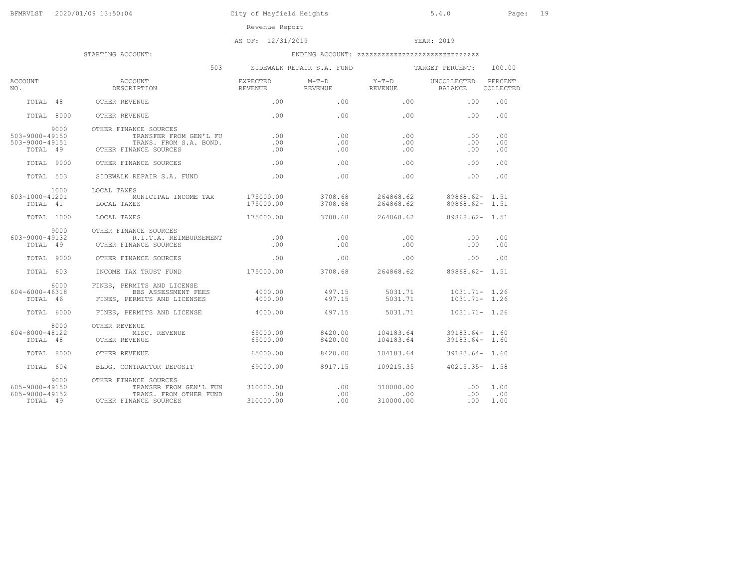City of Mayfield Heights

Revenue Report

AS OF: 12/31/2019 YEAR: 2019

STARTING ACCOUNT: ENDING ACCOUNT: zzzzzzzzzzzzzzzzzzzzzzzzzzzzz

503 SIDEWALK REPAIR S.A. FUND TARGET PERCENT: 100.00

| ACCOUNT NO. | ACCOUNT DESCRIPTION | EXPECTED REVENUE | M-T-D REVENUE | Y-T-D REVENUE | UNCOLLECTED BALANCE | PERCENT COLLECTED |
|---|---|---|---|---|---|---|
| TOTAL 48 | OTHER REVENUE | .00 | .00 | .00 | .00 | .00 |
| TOTAL 8000 | OTHER REVENUE | .00 | .00 | .00 | .00 | .00 |
| 9000 | OTHER FINANCE SOURCES | | | | | |
| 503-9000-49150 | TRANSFER FROM GEN'L FU | .00 | .00 | .00 | .00 | .00 |
| 503-9000-49151 | TRANS. FROM S.A. BOND. | .00 | .00 | .00 | .00 | .00 |
| TOTAL 49 | OTHER FINANCE SOURCES | .00 | .00 | .00 | .00 | .00 |
| TOTAL 9000 | OTHER FINANCE SOURCES | .00 | .00 | .00 | .00 | .00 |
| TOTAL 503 | SIDEWALK REPAIR S.A. FUND | .00 | .00 | .00 | .00 | .00 |
| 1000 | LOCAL TAXES | | | | | |
| 603-1000-41201 | MUNICIPAL INCOME TAX | 175000.00 | 3708.68 | 264868.62 | 89868.62- | 1.51 |
| TOTAL 41 | LOCAL TAXES | 175000.00 | 3708.68 | 264868.62 | 89868.62- | 1.51 |
| TOTAL 1000 | LOCAL TAXES | 175000.00 | 3708.68 | 264868.62 | 89868.62- | 1.51 |
| 9000 | OTHER FINANCE SOURCES | | | | | |
| 603-9000-49132 | R.I.T.A. REIMBURSEMENT | .00 | .00 | .00 | .00 | .00 |
| TOTAL 49 | OTHER FINANCE SOURCES | .00 | .00 | .00 | .00 | .00 |
| TOTAL 9000 | OTHER FINANCE SOURCES | .00 | .00 | .00 | .00 | .00 |
| TOTAL 603 | INCOME TAX TRUST FUND | 175000.00 | 3708.68 | 264868.62 | 89868.62- | 1.51 |
| 6000 | FINES, PERMITS AND LICENSE | | | | | |
| 604-6000-46318 | BBS ASSESSMENT FEES | 4000.00 | 497.15 | 5031.71 | 1031.71- | 1.26 |
| TOTAL 46 | FINES, PERMITS AND LICENSES | 4000.00 | 497.15 | 5031.71 | 1031.71- | 1.26 |
| TOTAL 6000 | FINES, PERMITS AND LICENSE | 4000.00 | 497.15 | 5031.71 | 1031.71- | 1.26 |
| 8000 | OTHER REVENUE | | | | | |
| 604-8000-48122 | MISC. REVENUE | 65000.00 | 8420.00 | 104183.64 | 39183.64- | 1.60 |
| TOTAL 48 | OTHER REVENUE | 65000.00 | 8420.00 | 104183.64 | 39183.64- | 1.60 |
| TOTAL 8000 | OTHER REVENUE | 65000.00 | 8420.00 | 104183.64 | 39183.64- | 1.60 |
| TOTAL 604 | BLDG. CONTRACTOR DEPOSIT | 69000.00 | 8917.15 | 109215.35 | 40215.35- | 1.58 |
| 9000 | OTHER FINANCE SOURCES | | | | | |
| 605-9000-49150 | TRANSER FROM GEN'L FUN | 310000.00 | .00 | 310000.00 | .00 | 1.00 |
| 605-9000-49152 | TRANS. FROM OTHER FUND | .00 | .00 | .00 | .00 | .00 |
| TOTAL 49 | OTHER FINANCE SOURCES | 310000.00 | .00 | 310000.00 | .00 | 1.00 |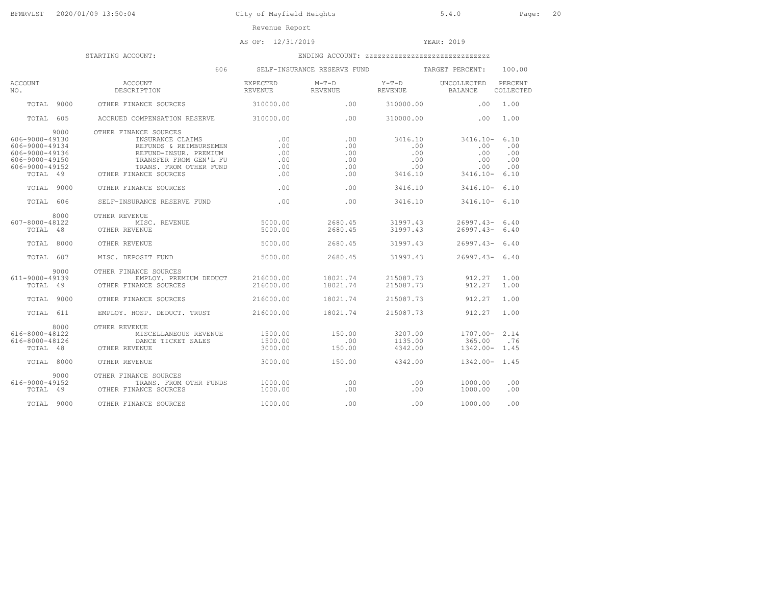City of Mayfield Heights

Revenue Report

AS OF: 12/31/2019 YEAR: 2019

STARTING ACCOUNT: ENDING ACCOUNT: zzzzzzzzzzzzzzzzzzzzzzzzzzzzz

606 SELF-INSURANCE RESERVE FUND TARGET PERCENT: 100.00

| ACCOUNT NO. | ACCOUNT DESCRIPTION | EXPECTED REVENUE | M-T-D REVENUE | Y-T-D REVENUE | UNCOLLECTED BALANCE | PERCENT COLLECTED |
|---|---|---|---|---|---|---|
| TOTAL 9000 | OTHER FINANCE SOURCES | 310000.00 | .00 | 310000.00 | .00 | 1.00 |
| TOTAL 605 | ACCRUED COMPENSATION RESERVE | 310000.00 | .00 | 310000.00 | .00 | 1.00 |
| 9000 | OTHER FINANCE SOURCES | | | | | |
| 606-9000-49130 | INSURANCE CLAIMS | .00 | .00 | 3416.10 | 3416.10- | 6.10 |
| 606-9000-49134 | REFUNDS & REIMBURSEMEN | .00 | .00 | .00 | .00 | .00 |
| 606-9000-49136 | REFUND-INSUR. PREMIUM | .00 | .00 | .00 | .00 | .00 |
| 606-9000-49150 | TRANSFER FROM GEN'L FU | .00 | .00 | .00 | .00 | .00 |
| 606-9000-49152 | TRANS. FROM OTHER FUND | .00 | .00 | .00 | .00 | .00 |
| TOTAL 49 | OTHER FINANCE SOURCES | .00 | .00 | 3416.10 | 3416.10- | 6.10 |
| TOTAL 9000 | OTHER FINANCE SOURCES | .00 | .00 | 3416.10 | 3416.10- | 6.10 |
| TOTAL 606 | SELF-INSURANCE RESERVE FUND | .00 | .00 | 3416.10 | 3416.10- | 6.10 |
| 8000 | OTHER REVENUE | | | | | |
| 607-8000-48122 | MISC. REVENUE | 5000.00 | 2680.45 | 31997.43 | 26997.43- | 6.40 |
| TOTAL 48 | OTHER REVENUE | 5000.00 | 2680.45 | 31997.43 | 26997.43- | 6.40 |
| TOTAL 8000 | OTHER REVENUE | 5000.00 | 2680.45 | 31997.43 | 26997.43- | 6.40 |
| TOTAL 607 | MISC. DEPOSIT FUND | 5000.00 | 2680.45 | 31997.43 | 26997.43- | 6.40 |
| 9000 | OTHER FINANCE SOURCES | | | | | |
| 611-9000-49139 | EMPLOY. PREMIUM DEDUCT | 216000.00 | 18021.74 | 215087.73 | 912.27 | 1.00 |
| TOTAL 49 | OTHER FINANCE SOURCES | 216000.00 | 18021.74 | 215087.73 | 912.27 | 1.00 |
| TOTAL 9000 | OTHER FINANCE SOURCES | 216000.00 | 18021.74 | 215087.73 | 912.27 | 1.00 |
| TOTAL 611 | EMPLOY. HOSP. DEDUCT. TRUST | 216000.00 | 18021.74 | 215087.73 | 912.27 | 1.00 |
| 8000 | OTHER REVENUE | | | | | |
| 616-8000-48122 | MISCELLANEOUS REVENUE | 1500.00 | 150.00 | 3207.00 | 1707.00- | 2.14 |
| 616-8000-48126 | DANCE TICKET SALES | 1500.00 | .00 | 1135.00 | 365.00 | .76 |
| TOTAL 48 | OTHER REVENUE | 3000.00 | 150.00 | 4342.00 | 1342.00- | 1.45 |
| TOTAL 8000 | OTHER REVENUE | 3000.00 | 150.00 | 4342.00 | 1342.00- | 1.45 |
| 9000 | OTHER FINANCE SOURCES | | | | | |
| 616-9000-49152 | TRANS. FROM OTHR FUNDS | 1000.00 | .00 | .00 | 1000.00 | .00 |
| TOTAL 49 | OTHER FINANCE SOURCES | 1000.00 | .00 | .00 | 1000.00 | .00 |
| TOTAL 9000 | OTHER FINANCE SOURCES | 1000.00 | .00 | .00 | 1000.00 | .00 |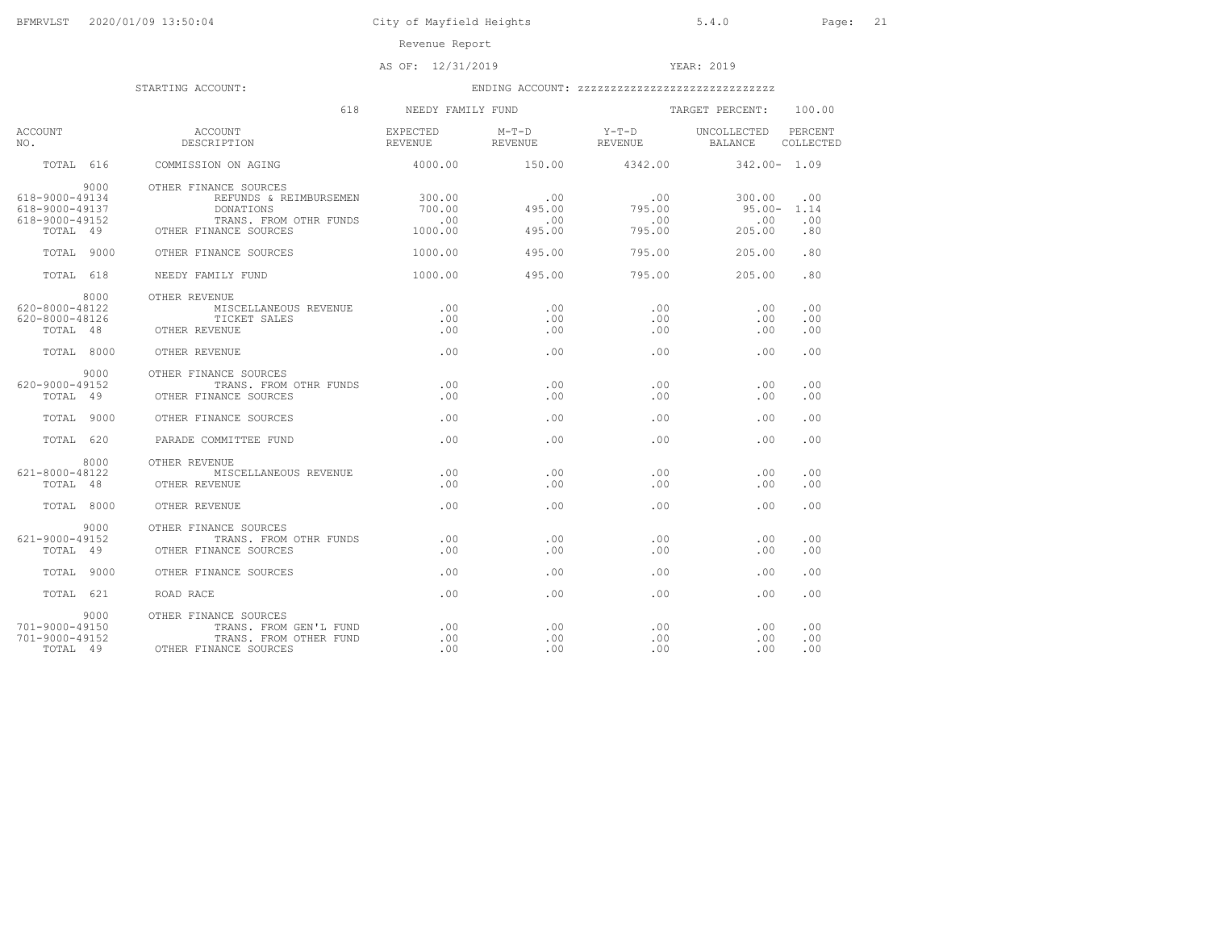BFMRVLST 2020/01/09 13:50:04 City of Mayfield Heights 5.4.0

Revenue Report

AS OF: 12/31/2019 YEAR: 2019

STARTING ACCOUNT: ENDING ACCOUNT: zzzzzzzzzzzzzzzzzzzzzzzzzzzzz

618 NEEDY FAMILY FUND TARGET PERCENT: 100.00

| ACCOUNT NO. | ACCOUNT DESCRIPTION | EXPECTED REVENUE | M-T-D REVENUE | Y-T-D REVENUE | UNCOLLECTED BALANCE | PERCENT COLLECTED |
|---|---|---|---|---|---|---|
| TOTAL 616 | COMMISSION ON AGING | 4000.00 | 150.00 | 4342.00 | 342.00- | 1.09 |
| 9000 | OTHER FINANCE SOURCES | | | | | |
| 618-9000-49134 | REFUNDS & REIMBURSEMEN | 300.00 | .00 | .00 | 300.00 | .00 |
| 618-9000-49137 | DONATIONS | 700.00 | 495.00 | 795.00 | 95.00- | 1.14 |
| 618-9000-49152 | TRANS. FROM OTHR FUNDS | .00 | .00 | .00 | .00 | .00 |
| TOTAL 49 | OTHER FINANCE SOURCES | 1000.00 | 495.00 | 795.00 | 205.00 | .80 |
| TOTAL 9000 | OTHER FINANCE SOURCES | 1000.00 | 495.00 | 795.00 | 205.00 | .80 |
| TOTAL 618 | NEEDY FAMILY FUND | 1000.00 | 495.00 | 795.00 | 205.00 | .80 |
| 8000 | OTHER REVENUE | | | | | |
| 620-8000-48122 | MISCELLANEOUS REVENUE | .00 | .00 | .00 | .00 | .00 |
| 620-8000-48126 | TICKET SALES | .00 | .00 | .00 | .00 | .00 |
| TOTAL 48 | OTHER REVENUE | .00 | .00 | .00 | .00 | .00 |
| TOTAL 8000 | OTHER REVENUE | .00 | .00 | .00 | .00 | .00 |
| 9000 | OTHER FINANCE SOURCES | | | | | |
| 620-9000-49152 | TRANS. FROM OTHR FUNDS | .00 | .00 | .00 | .00 | .00 |
| TOTAL 49 | OTHER FINANCE SOURCES | .00 | .00 | .00 | .00 | .00 |
| TOTAL 9000 | OTHER FINANCE SOURCES | .00 | .00 | .00 | .00 | .00 |
| TOTAL 620 | PARADE COMMITTEE FUND | .00 | .00 | .00 | .00 | .00 |
| 8000 | OTHER REVENUE | | | | | |
| 621-8000-48122 | MISCELLANEOUS REVENUE | .00 | .00 | .00 | .00 | .00 |
| TOTAL 48 | OTHER REVENUE | .00 | .00 | .00 | .00 | .00 |
| TOTAL 8000 | OTHER REVENUE | .00 | .00 | .00 | .00 | .00 |
| 9000 | OTHER FINANCE SOURCES | | | | | |
| 621-9000-49152 | TRANS. FROM OTHR FUNDS | .00 | .00 | .00 | .00 | .00 |
| TOTAL 49 | OTHER FINANCE SOURCES | .00 | .00 | .00 | .00 | .00 |
| TOTAL 9000 | OTHER FINANCE SOURCES | .00 | .00 | .00 | .00 | .00 |
| TOTAL 621 | ROAD RACE | .00 | .00 | .00 | .00 | .00 |
| 9000 | OTHER FINANCE SOURCES | | | | | |
| 701-9000-49150 | TRANS. FROM GEN'L FUND | .00 | .00 | .00 | .00 | .00 |
| 701-9000-49152 | TRANS. FROM OTHER FUND | .00 | .00 | .00 | .00 | .00 |
| TOTAL 49 | OTHER FINANCE SOURCES | .00 | .00 | .00 | .00 | .00 |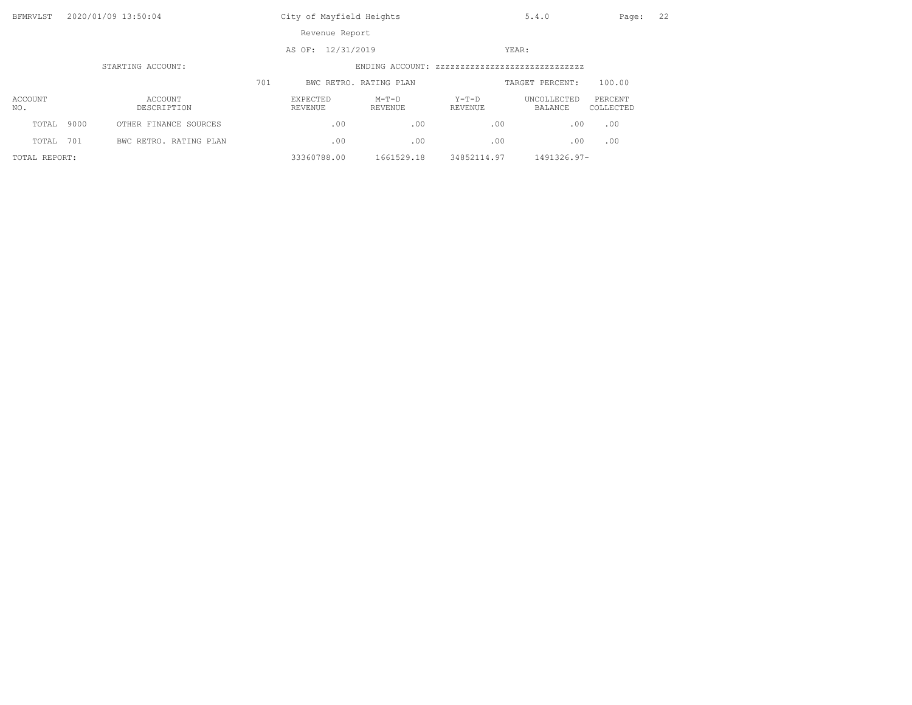City of Mayfield Heights

Revenue Report

AS OF: 12/31/2019 YEAR:

STARTING ACCOUNT: ENDING ACCOUNT: zzzzzzzzzzzzzzzzzzzzzzzzzzzzz

701 BWC RETRO. RATING PLAN TARGET PERCENT: 100.00

| ACCOUNT NO. | ACCOUNT DESCRIPTION | EXPECTED REVENUE | M-T-D REVENUE | Y-T-D REVENUE | UNCOLLECTED BALANCE | PERCENT COLLECTED |
|---|---|---|---|---|---|---|
| TOTAL 9000 | OTHER FINANCE SOURCES | .00 | .00 | .00 | .00 | .00 |
| TOTAL 701 | BWC RETRO. RATING PLAN | .00 | .00 | .00 | .00 | .00 |
| TOTAL REPORT: | | 33360788.00 | 1661529.18 | 34852114.97 | 1491326.97- | |